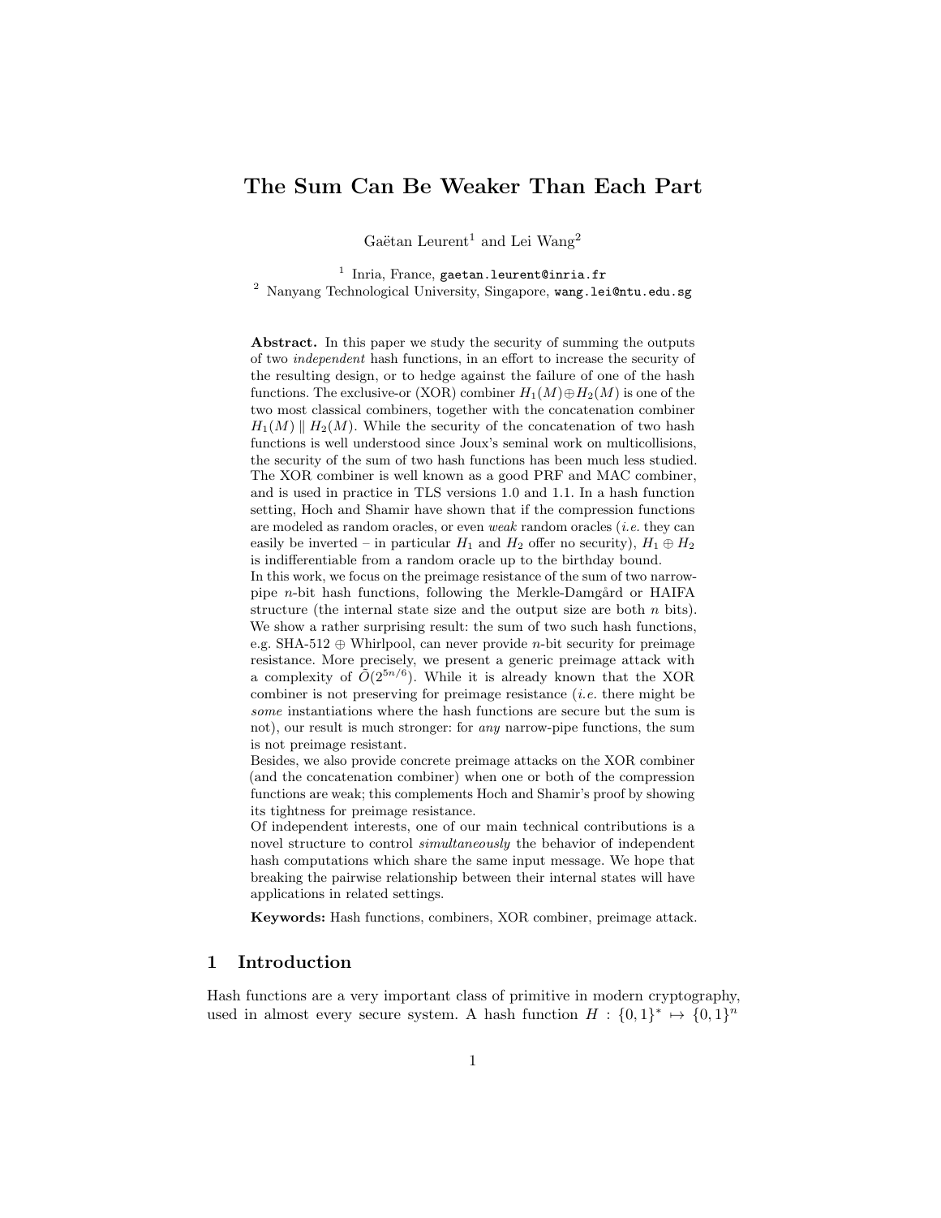# The Sum Can Be Weaker Than Each Part

Gaëtan Leurent[1] and Lei Wang[2]

[1] Inria, France, gaetan.leurent@inria.fr
[2] Nanyang Technological University, Singapore, wang.lei@ntu.edu.sg

**Abstract.** In this paper we study the security of summing the outputs of two *independent* hash functions, in an effort to increase the security of the resulting design, or to hedge against the failure of one of the hash functions. The exclusive-or (XOR) combiner $H_1(M) \oplus H_2(M)$ is one of the two most classical combiners, together with the concatenation combiner $H_1(M) \parallel H_2(M)$. While the security of the concatenation of two hash functions is well understood since Joux's seminal work on multicollisions, the security of the sum of two hash functions has been much less studied. The XOR combiner is well known as a good PRF and MAC combiner, and is used in practice in TLS versions 1.0 and 1.1. In a hash function setting, Hoch and Shamir have shown that if the compression functions are modeled as random oracles, or even *weak* random oracles (*i.e.* they can easily be inverted – in particular $H_1$ and $H_2$ offer no security), $H_1 \oplus H_2$ is indifferentiable from a random oracle up to the birthday bound.

In this work, we focus on the preimage resistance of the sum of two narrow-pipe $n$-bit hash functions, following the Merkle-Damgård or HAIFA structure (the internal state size and the output size are both $n$ bits). We show a rather surprising result: the sum of two such hash functions, e.g. SHA-512 $\oplus$ Whirlpool, can never provide $n$-bit security for preimage resistance. More precisely, we present a generic preimage attack with a complexity of $\tilde{O}(2^{5n/6})$. While it is already known that the XOR combiner is not preserving for preimage resistance (*i.e.* there might be *some* instantiations where the hash functions are secure but the sum is not), our result is much stronger: for *any* narrow-pipe functions, the sum is not preimage resistant.

Besides, we also provide concrete preimage attacks on the XOR combiner (and the concatenation combiner) when one or both of the compression functions are weak; this complements Hoch and Shamir's proof by showing its tightness for preimage resistance.

Of independent interests, one of our main technical contributions is a novel structure to control *simultaneously* the behavior of independent hash computations which share the same input message. We hope that breaking the pairwise relationship between their internal states will have applications in related settings.

**Keywords:** Hash functions, combiners, XOR combiner, preimage attack.

## 1 Introduction

Hash functions are a very important class of primitive in modern cryptography, used in almost every secure system. A hash function $H : \{0,1\}^* \mapsto \{0,1\}^n$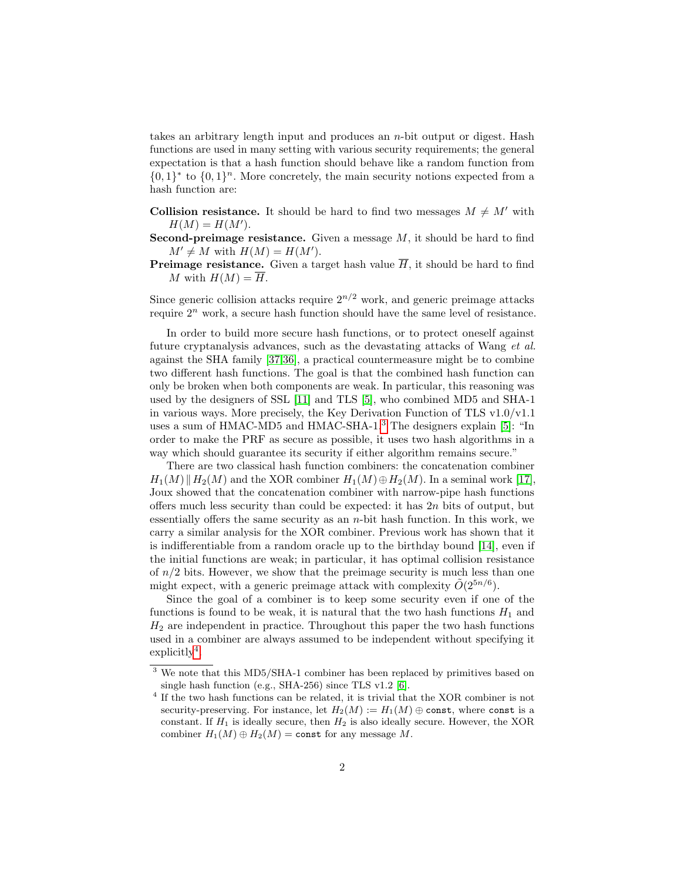takes an arbitrary length input and produces an $n$-bit output or digest. Hash functions are used in many setting with various security requirements; the general expectation is that a hash function should behave like a random function from $\{0,1\}^*$ to $\{0,1\}^n$. More concretely, the main security notions expected from a hash function are:

**Collision resistance.** It should be hard to find two messages $M \neq M'$ with $H(M) = H(M')$.

**Second-preimage resistance.** Given a message $M$, it should be hard to find $M' \neq M$ with $H(M) = H(M')$.

**Preimage resistance.** Given a target hash value $\overline{H}$, it should be hard to find $M$ with $H(M) = \overline{H}$.

Since generic collision attacks require $2^{n/2}$ work, and generic preimage attacks require $2^n$ work, a secure hash function should have the same level of resistance.

In order to build more secure hash functions, or to protect oneself against future cryptanalysis advances, such as the devastating attacks of Wang *et al.* against the SHA family [37,36], a practical countermeasure might be to combine two different hash functions. The goal is that the combined hash function can only be broken when both components are weak. In particular, this reasoning was used by the designers of SSL [11] and TLS [5], who combined MD5 and SHA-1 in various ways. More precisely, the Key Derivation Function of TLS v1.0/v1.1 uses a sum of HMAC-MD5 and HMAC-SHA-1.[3] The designers explain [5]: "In order to make the PRF as secure as possible, it uses two hash algorithms in a way which should guarantee its security if either algorithm remains secure."

There are two classical hash function combiners: the concatenation combiner $H_1(M) \| H_2(M)$ and the XOR combiner $H_1(M) \oplus H_2(M)$. In a seminal work [17], Joux showed that the concatenation combiner with narrow-pipe hash functions offers much less security than could be expected: it has $2n$ bits of output, but essentially offers the same security as an $n$-bit hash function. In this work, we carry a similar analysis for the XOR combiner. Previous work has shown that it is indifferentiable from a random oracle up to the birthday bound [14], even if the initial functions are weak; in particular, it has optimal collision resistance of $n/2$ bits. However, we show that the preimage security is much less than one might expect, with a generic preimage attack with complexity $\tilde{O}(2^{5n/6})$.

Since the goal of a combiner is to keep some security even if one of the functions is found to be weak, it is natural that the two hash functions $H_1$ and $H_2$ are independent in practice. Throughout this paper the two hash functions used in a combiner are always assumed to be independent without specifying it explicitly[4].

---

[3] We note that this MD5/SHA-1 combiner has been replaced by primitives based on single hash function (e.g., SHA-256) since TLS v1.2 [6].

[4] If the two hash functions can be related, it is trivial that the XOR combiner is not security-preserving. For instance, let $H_2(M) := H_1(M) \oplus \texttt{const}$, where const is a constant. If $H_1$ is ideally secure, then $H_2$ is also ideally secure. However, the XOR combiner $H_1(M) \oplus H_2(M) = \texttt{const}$ for any message $M$.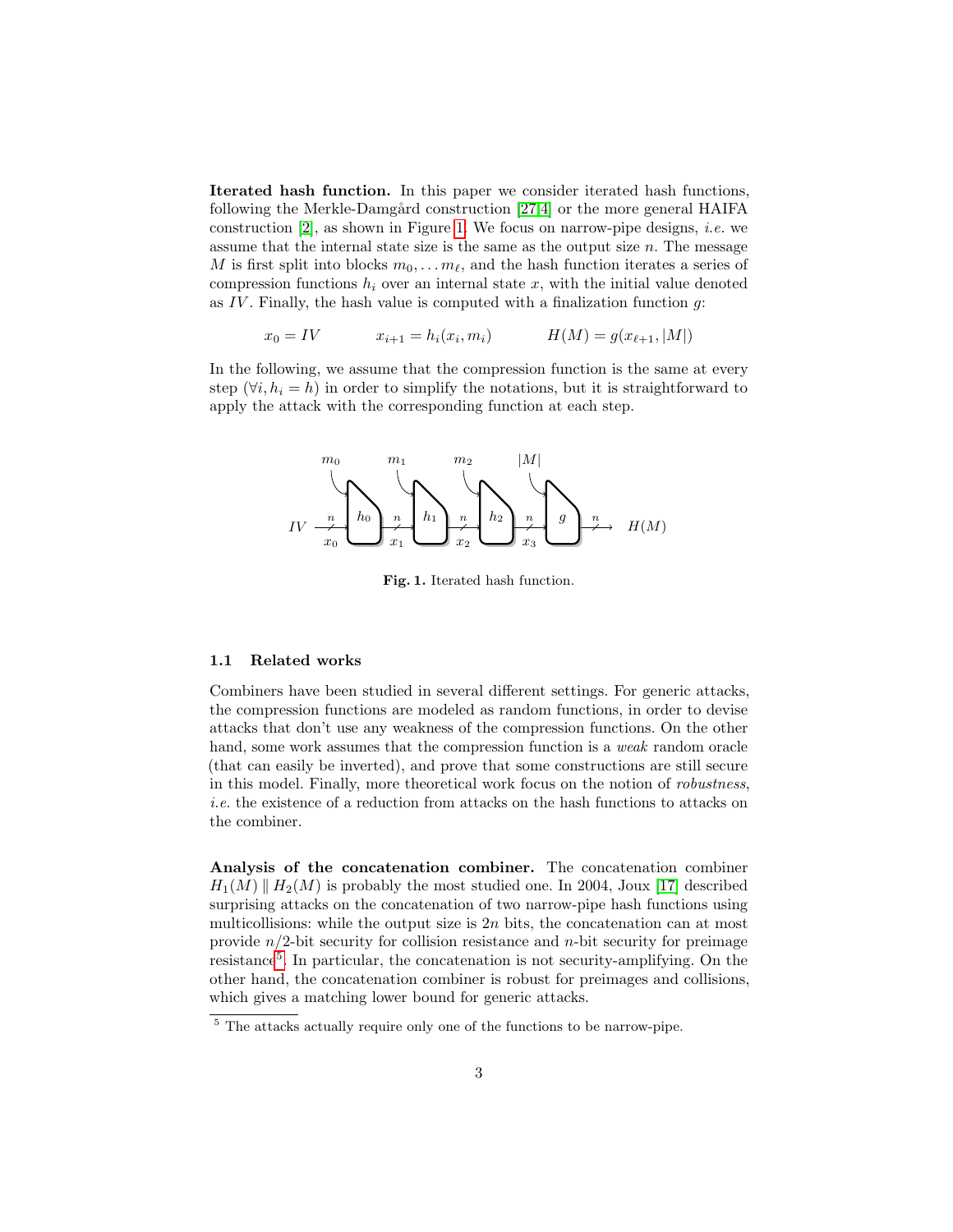**Iterated hash function.** In this paper we consider iterated hash functions, following the Merkle-Damgård construction [27,4] or the more general HAIFA construction [2], as shown in Figure 1. We focus on narrow-pipe designs, *i.e.* we assume that the internal state size is the same as the output size $n$. The message $M$ is first split into blocks $m_0, \dots m_\ell$, and the hash function iterates a series of compression functions $h_i$ over an internal state $x$, with the initial value denoted as $IV$. Finally, the hash value is computed with a finalization function $g$:

$$x_0 = IV \qquad\qquad x_{i+1} = h_i(x_i, m_i) \qquad\qquad H(M) = g(x_{\ell+1}, |M|)$$

In the following, we assume that the compression function is the same at every step ($\forall i, h_i = h$) in order to simplify the notations, but it is straightforward to apply the attack with the corresponding function at each step.

$m_0$ $m_1$ $m_2$ $|M|$

$IV$ $n$ $h_0$ $n$ $h_1$ $n$ $h_2$ $n$ $g$ $n$ $H(M)$

$x_0$ $x_1$ $x_2$ $x_3$

**Fig. 1.** Iterated hash function.

### 1.1 Related works

Combiners have been studied in several different settings. For generic attacks, the compression functions are modeled as random functions, in order to devise attacks that don't use any weakness of the compression functions. On the other hand, some work assumes that the compression function is a *weak* random oracle (that can easily be inverted), and prove that some constructions are still secure in this model. Finally, more theoretical work focus on the notion of *robustness*, *i.e.* the existence of a reduction from attacks on the hash functions to attacks on the combiner.

**Analysis of the concatenation combiner.** The concatenation combiner $H_1(M) \parallel H_2(M)$ is probably the most studied one. In 2004, Joux [17] described surprising attacks on the concatenation of two narrow-pipe hash functions using multicollisions: while the output size is $2n$ bits, the concatenation can at most provide $n/2$-bit security for collision resistance and $n$-bit security for preimage resistance[5]. In particular, the concatenation is not security-amplifying. On the other hand, the concatenation combiner is robust for preimages and collisions, which gives a matching lower bound for generic attacks.

[5] The attacks actually require only one of the functions to be narrow-pipe.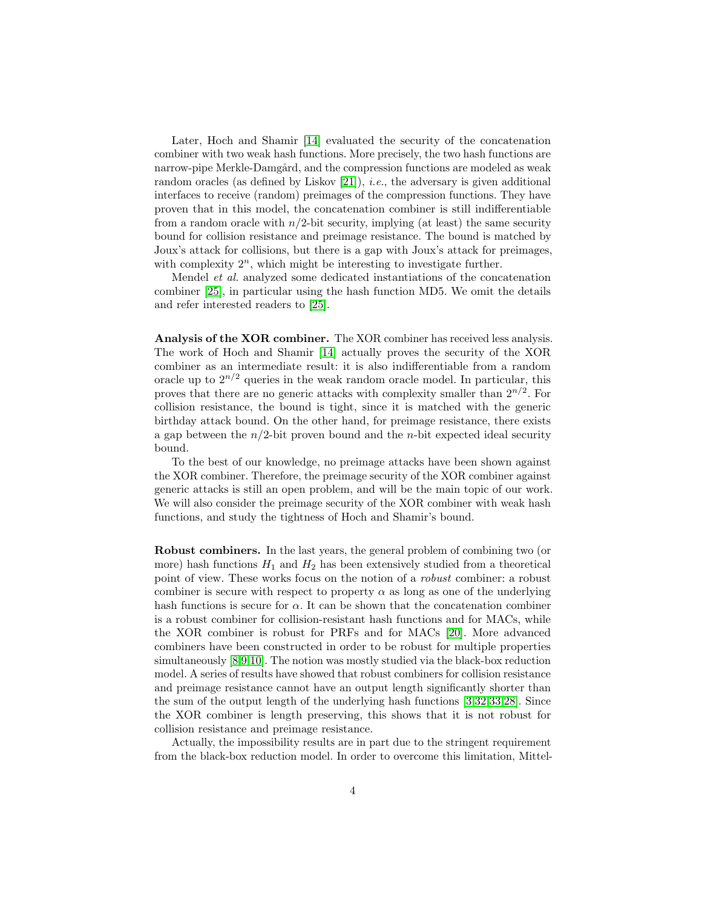Later, Hoch and Shamir [14] evaluated the security of the concatenation combiner with two weak hash functions. More precisely, the two hash functions are narrow-pipe Merkle-Damgård, and the compression functions are modeled as weak random oracles (as defined by Liskov [21]), *i.e.*, the adversary is given additional interfaces to receive (random) preimages of the compression functions. They have proven that in this model, the concatenation combiner is still indifferentiable from a random oracle with $n/2$-bit security, implying (at least) the same security bound for collision resistance and preimage resistance. The bound is matched by Joux's attack for collisions, but there is a gap with Joux's attack for preimages, with complexity $2^n$, which might be interesting to investigate further.

Mendel *et al.* analyzed some dedicated instantiations of the concatenation combiner [25], in particular using the hash function MD5. We omit the details and refer interested readers to [25].

**Analysis of the XOR combiner.** The XOR combiner has received less analysis. The work of Hoch and Shamir [14] actually proves the security of the XOR combiner as an intermediate result: it is also indifferentiable from a random oracle up to $2^{n/2}$ queries in the weak random oracle model. In particular, this proves that there are no generic attacks with complexity smaller than $2^{n/2}$. For collision resistance, the bound is tight, since it is matched with the generic birthday attack bound. On the other hand, for preimage resistance, there exists a gap between the $n/2$-bit proven bound and the $n$-bit expected ideal security bound.

To the best of our knowledge, no preimage attacks have been shown against the XOR combiner. Therefore, the preimage security of the XOR combiner against generic attacks is still an open problem, and will be the main topic of our work. We will also consider the preimage security of the XOR combiner with weak hash functions, and study the tightness of Hoch and Shamir's bound.

**Robust combiners.** In the last years, the general problem of combining two (or more) hash functions $H_1$ and $H_2$ has been extensively studied from a theoretical point of view. These works focus on the notion of a *robust* combiner: a robust combiner is secure with respect to property $\alpha$ as long as one of the underlying hash functions is secure for $\alpha$. It can be shown that the concatenation combiner is a robust combiner for collision-resistant hash functions and for MACs, while the XOR combiner is robust for PRFs and for MACs [20]. More advanced combiners have been constructed in order to be robust for multiple properties simultaneously [8,9,10]. The notion was mostly studied via the black-box reduction model. A series of results have showed that robust combiners for collision resistance and preimage resistance cannot have an output length significantly shorter than the sum of the output length of the underlying hash functions [3,32,33,28]. Since the XOR combiner is length preserving, this shows that it is not robust for collision resistance and preimage resistance.

Actually, the impossibility results are in part due to the stringent requirement from the black-box reduction model. In order to overcome this limitation, Mittel-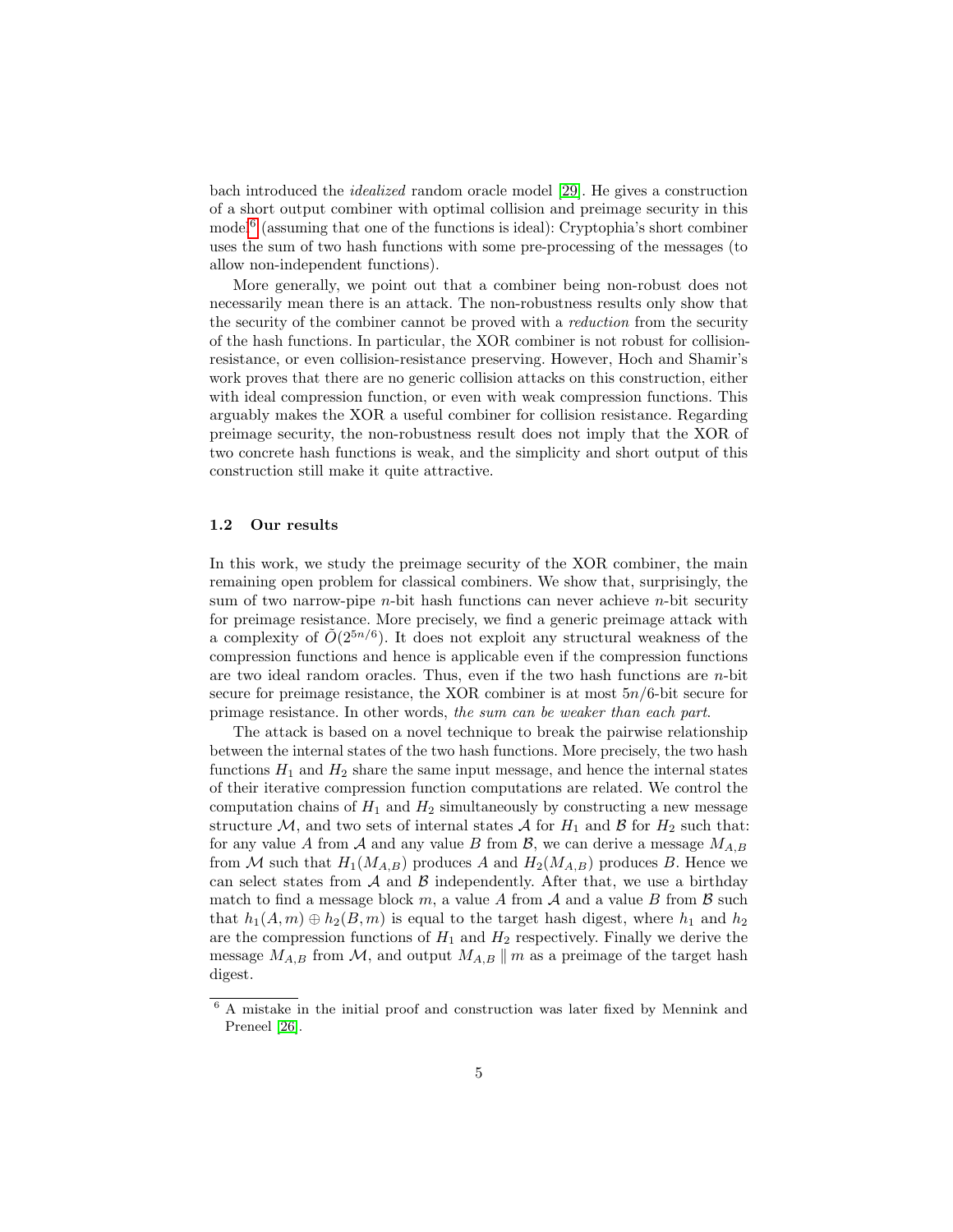bach introduced the *idealized* random oracle model [29]. He gives a construction of a short output combiner with optimal collision and preimage security in this model[6] (assuming that one of the functions is ideal): Cryptophia's short combiner uses the sum of two hash functions with some pre-processing of the messages (to allow non-independent functions).

More generally, we point out that a combiner being non-robust does not necessarily mean there is an attack. The non-robustness results only show that the security of the combiner cannot be proved with a *reduction* from the security of the hash functions. In particular, the XOR combiner is not robust for collision-resistance, or even collision-resistance preserving. However, Hoch and Shamir's work proves that there are no generic collision attacks on this construction, either with ideal compression function, or even with weak compression functions. This arguably makes the XOR a useful combiner for collision resistance. Regarding preimage security, the non-robustness result does not imply that the XOR of two concrete hash functions is weak, and the simplicity and short output of this construction still make it quite attractive.

### 1.2 Our results

In this work, we study the preimage security of the XOR combiner, the main remaining open problem for classical combiners. We show that, surprisingly, the sum of two narrow-pipe $n$-bit hash functions can never achieve $n$-bit security for preimage resistance. More precisely, we find a generic preimage attack with a complexity of $\tilde{O}(2^{5n/6})$. It does not exploit any structural weakness of the compression functions and hence is applicable even if the compression functions are two ideal random oracles. Thus, even if the two hash functions are $n$-bit secure for preimage resistance, the XOR combiner is at most $5n/6$-bit secure for primage resistance. In other words, *the sum can be weaker than each part*.

The attack is based on a novel technique to break the pairwise relationship between the internal states of the two hash functions. More precisely, the two hash functions $H_1$ and $H_2$ share the same input message, and hence the internal states of their iterative compression function computations are related. We control the computation chains of $H_1$ and $H_2$ simultaneously by constructing a new message structure $\mathcal{M}$, and two sets of internal states $\mathcal{A}$ for $H_1$ and $\mathcal{B}$ for $H_2$ such that: for any value $A$ from $\mathcal{A}$ and any value $B$ from $\mathcal{B}$, we can derive a message $M_{A,B}$ from $\mathcal{M}$ such that $H_1(M_{A,B})$ produces $A$ and $H_2(M_{A,B})$ produces $B$. Hence we can select states from $\mathcal{A}$ and $\mathcal{B}$ independently. After that, we use a birthday match to find a message block $m$, a value $A$ from $\mathcal{A}$ and a value $B$ from $\mathcal{B}$ such that $h_1(A, m) \oplus h_2(B, m)$ is equal to the target hash digest, where $h_1$ and $h_2$ are the compression functions of $H_1$ and $H_2$ respectively. Finally we derive the message $M_{A,B}$ from $\mathcal{M}$, and output $M_{A,B} \parallel m$ as a preimage of the target hash digest.

---

[6] A mistake in the initial proof and construction was later fixed by Mennink and Preneel [26].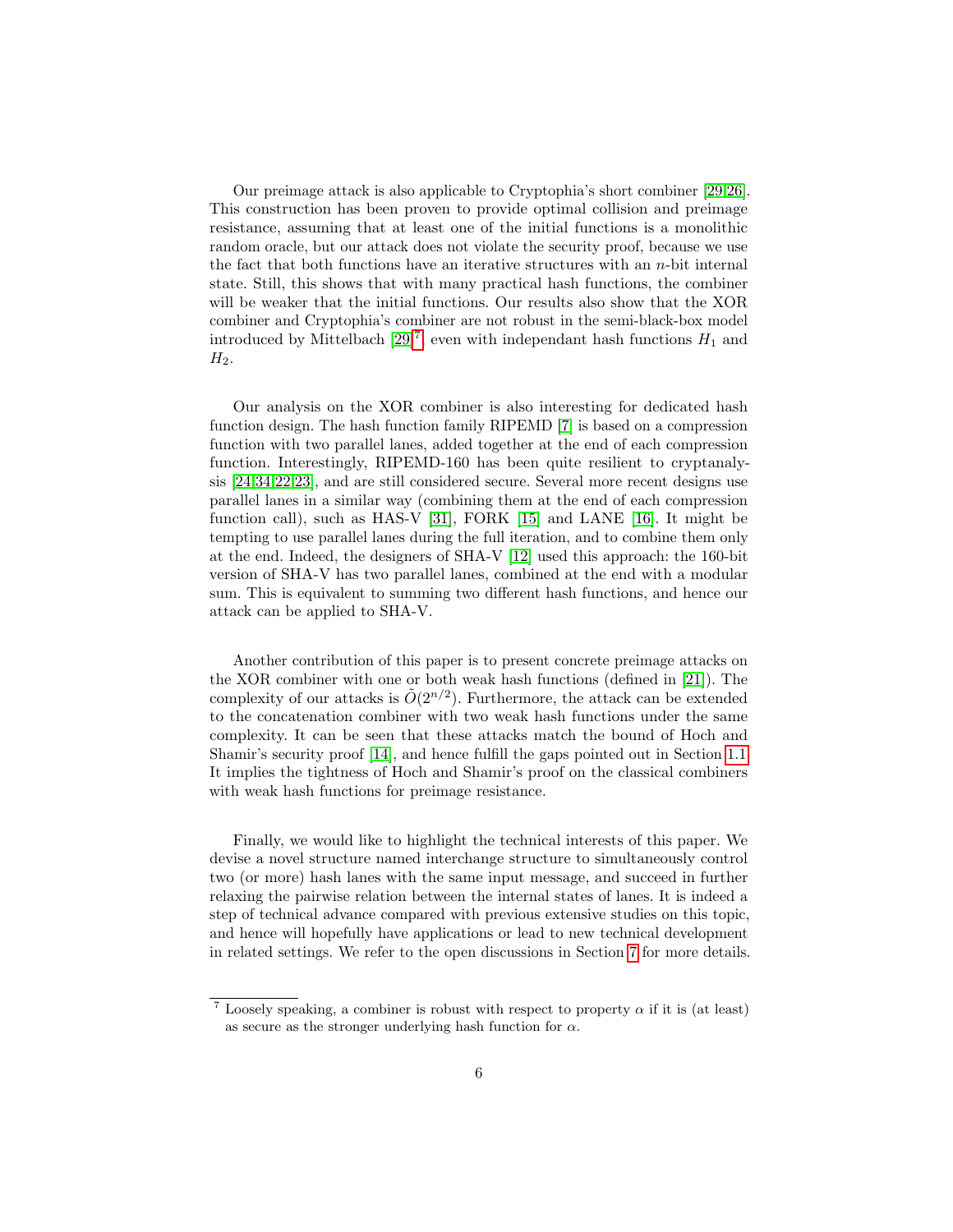Our preimage attack is also applicable to Cryptophia's short combiner [29,26]. This construction has been proven to provide optimal collision and preimage resistance, assuming that at least one of the initial functions is a monolithic random oracle, but our attack does not violate the security proof, because we use the fact that both functions have an iterative structures with an $n$-bit internal state. Still, this shows that with many practical hash functions, the combiner will be weaker that the initial functions. Our results also show that the XOR combiner and Cryptophia's combiner are not robust in the semi-black-box model introduced by Mittelbach [29][7] even with independant hash functions $H_1$ and $H_2$.

Our analysis on the XOR combiner is also interesting for dedicated hash function design. The hash function family RIPEMD [7] is based on a compression function with two parallel lanes, added together at the end of each compression function. Interestingly, RIPEMD-160 has been quite resilient to cryptanalysis [24,34,22,23], and are still considered secure. Several more recent designs use parallel lanes in a similar way (combining them at the end of each compression function call), such as HAS-V [31], FORK [15] and LANE [16]. It might be tempting to use parallel lanes during the full iteration, and to combine them only at the end. Indeed, the designers of SHA-V [12] used this approach: the 160-bit version of SHA-V has two parallel lanes, combined at the end with a modular sum. This is equivalent to summing two different hash functions, and hence our attack can be applied to SHA-V.

Another contribution of this paper is to present concrete preimage attacks on the XOR combiner with one or both weak hash functions (defined in [21]). The complexity of our attacks is $\tilde{O}(2^{n/2})$. Furthermore, the attack can be extended to the concatenation combiner with two weak hash functions under the same complexity. It can be seen that these attacks match the bound of Hoch and Shamir's security proof [14], and hence fulfill the gaps pointed out in Section 1.1. It implies the tightness of Hoch and Shamir's proof on the classical combiners with weak hash functions for preimage resistance.

Finally, we would like to highlight the technical interests of this paper. We devise a novel structure named interchange structure to simultaneously control two (or more) hash lanes with the same input message, and succeed in further relaxing the pairwise relation between the internal states of lanes. It is indeed a step of technical advance compared with previous extensive studies on this topic, and hence will hopefully have applications or lead to new technical development in related settings. We refer to the open discussions in Section 7 for more details.

[7] Loosely speaking, a combiner is robust with respect to property $\alpha$ if it is (at least) as secure as the stronger underlying hash function for $\alpha$.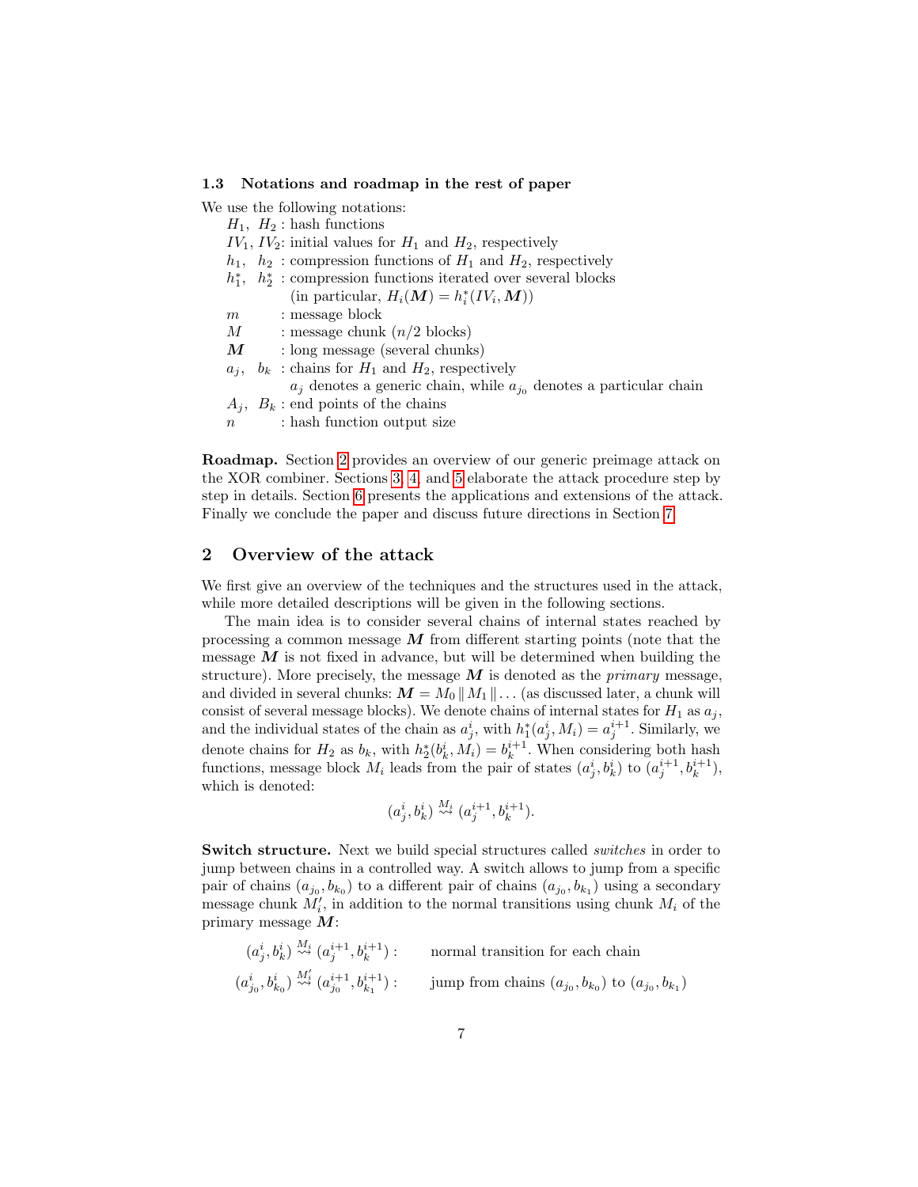### 1.3 Notations and roadmap in the rest of paper

We use the following notations:

- $H_1,\ H_2$ : hash functions
- $IV_1, IV_2$: initial values for $H_1$ and $H_2$, respectively
- $h_1,\ h_2$ : compression functions of $H_1$ and $H_2$, respectively
- $h_1^*,\ h_2^*$ : compression functions iterated over several blocks (in particular, $H_i(\boldsymbol{M}) = h_i^*(IV_i, \boldsymbol{M})$)
- $m$ : message block
- $M$ : message chunk ($n/2$ blocks)
- $\boldsymbol{M}$ : long message (several chunks)
- $a_j,\ b_k$ : chains for $H_1$ and $H_2$, respectively
  $a_j$ denotes a generic chain, while $a_{j_0}$ denotes a particular chain
- $A_j,\ B_k$ : end points of the chains
- $n$ : hash function output size

**Roadmap.** Section 2 provides an overview of our generic preimage attack on the XOR combiner. Sections 3, 4, and 5 elaborate the attack procedure step by step in details. Section 6 presents the applications and extensions of the attack. Finally we conclude the paper and discuss future directions in Section 7.

## 2 Overview of the attack

We first give an overview of the techniques and the structures used in the attack, while more detailed descriptions will be given in the following sections.

The main idea is to consider several chains of internal states reached by processing a common message $\boldsymbol{M}$ from different starting points (note that the message $\boldsymbol{M}$ is not fixed in advance, but will be determined when building the structure). More precisely, the message $\boldsymbol{M}$ is denoted as the *primary* message, and divided in several chunks: $\boldsymbol{M} = M_0 \,\|\, M_1 \,\|\, \dots$ (as discussed later, a chunk will consist of several message blocks). We denote chains of internal states for $H_1$ as $a_j$, and the individual states of the chain as $a_j^i$, with $h_1^*(a_j^i, M_i) = a_j^{i+1}$. Similarly, we denote chains for $H_2$ as $b_k$, with $h_2^*(b_k^i, M_i) = b_k^{i+1}$. When considering both hash functions, message block $M_i$ leads from the pair of states $(a_j^i, b_k^i)$ to $(a_j^{i+1}, b_k^{i+1})$, which is denoted:

$$(a_j^i, b_k^i) \overset{M_i}{\rightsquigarrow} (a_j^{i+1}, b_k^{i+1}).$$

**Switch structure.** Next we build special structures called *switches* in order to jump between chains in a controlled way. A switch allows to jump from a specific pair of chains $(a_{j_0}, b_{k_0})$ to a different pair of chains $(a_{j_0}, b_{k_1})$ using a secondary message chunk $M_i'$, in addition to the normal transitions using chunk $M_i$ of the primary message $\boldsymbol{M}$:

$$(a_j^i, b_k^i) \overset{M_i}{\rightsquigarrow} (a_j^{i+1}, b_k^{i+1}): \qquad \text{normal transition for each chain}$$

$$(a_{j_0}^i, b_{k_0}^i) \overset{M_i'}{\rightsquigarrow} (a_{j_0}^{i+1}, b_{k_1}^{i+1}): \qquad \text{jump from chains } (a_{j_0}, b_{k_0}) \text{ to } (a_{j_0}, b_{k_1})$$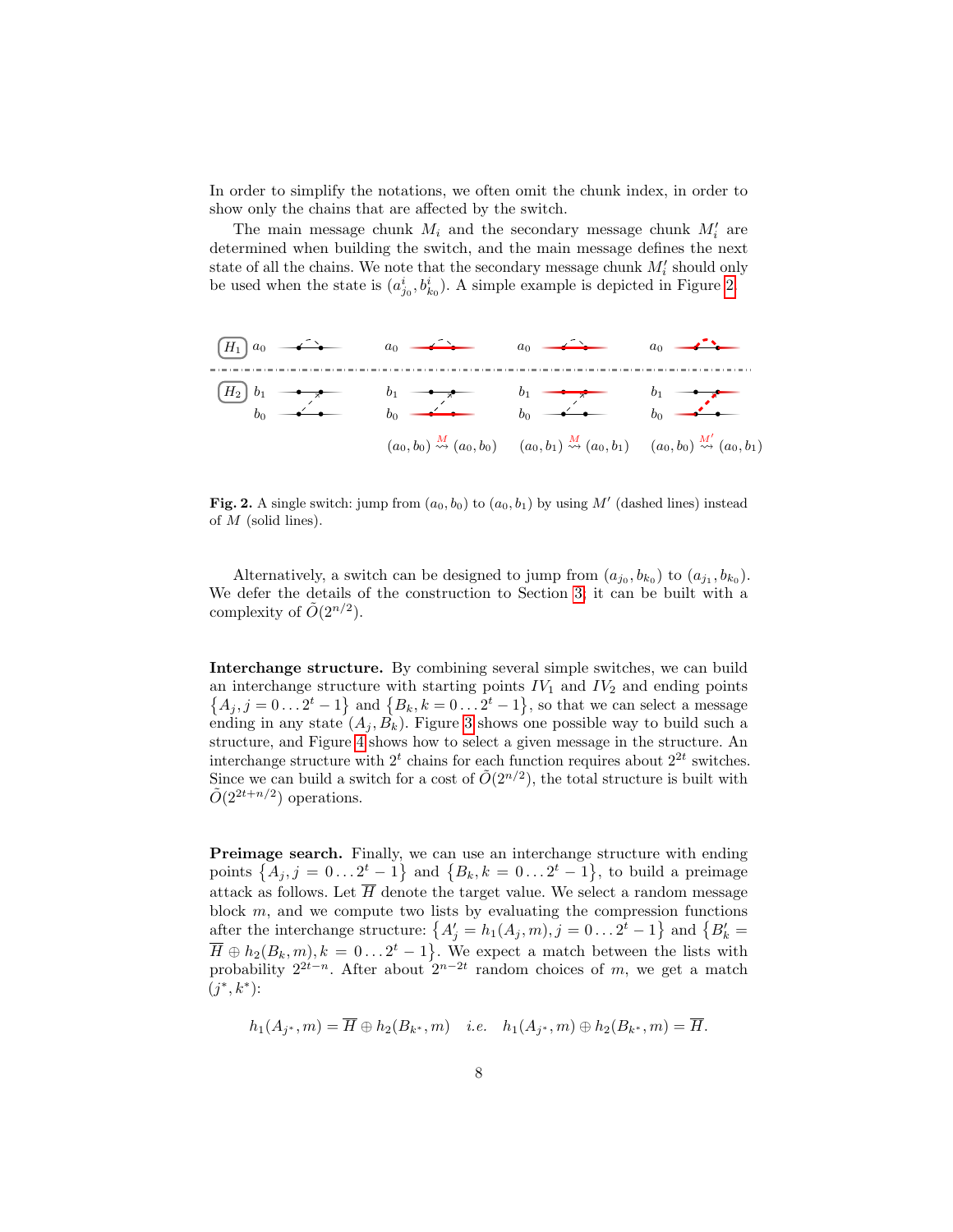In order to simplify the notations, we often omit the chunk index, in order to show only the chains that are affected by the switch.

The main message chunk $M_i$ and the secondary message chunk $M'_i$ are determined when building the switch, and the main message defines the next state of all the chains. We note that the secondary message chunk $M'_i$ should only be used when the state is $(a^i_{j_0}, b^i_{k_0})$. A simple example is depicted in Figure 2.

$H_1$ $a_0$ $a_0$ $a_0$ $a_0$

$H_2$ $b_1$ $b_0$ $b_1$ $b_0$ $b_1$ $b_0$ $b_1$ $b_0$

$(a_0, b_0) \overset{M}{\rightsquigarrow} (a_0, b_0)$ $(a_0, b_1) \overset{M}{\rightsquigarrow} (a_0, b_1)$ $(a_0, b_0) \overset{M'}{\rightsquigarrow} (a_0, b_1)$

**Fig. 2.** A single switch: jump from $(a_0, b_0)$ to $(a_0, b_1)$ by using $M'$ (dashed lines) instead of $M$ (solid lines).

Alternatively, a switch can be designed to jump from $(a_{j_0}, b_{k_0})$ to $(a_{j_1}, b_{k_0})$. We defer the details of the construction to Section 3; it can be built with a complexity of $\tilde{O}(2^{n/2})$.

**Interchange structure.** By combining several simple switches, we can build an interchange structure with starting points $IV_1$ and $IV_2$ and ending points $\{A_j, j = 0 \ldots 2^t - 1\}$ and $\{B_k, k = 0 \ldots 2^t - 1\}$, so that we can select a message ending in any state $(A_j, B_k)$. Figure 3 shows one possible way to build such a structure, and Figure 4 shows how to select a given message in the structure. An interchange structure with $2^t$ chains for each function requires about $2^{2t}$ switches. Since we can build a switch for a cost of $\tilde{O}(2^{n/2})$, the total structure is built with $\tilde{O}(2^{2t+n/2})$ operations.

**Preimage search.** Finally, we can use an interchange structure with ending points $\{A_j, j = 0 \ldots 2^t - 1\}$ and $\{B_k, k = 0 \ldots 2^t - 1\}$, to build a preimage attack as follows. Let $\overline{H}$ denote the target value. We select a random message block $m$, and we compute two lists by evaluating the compression functions after the interchange structure: $\{A'_j = h_1(A_j, m), j = 0 \ldots 2^t - 1\}$ and $\{B'_k = \overline{H} \oplus h_2(B_k, m), k = 0 \ldots 2^t - 1\}$. We expect a match between the lists with probability $2^{2t-n}$. After about $2^{n-2t}$ random choices of $m$, we get a match $(j^*, k^*)$:

$$h_1(A_{j^*}, m) = \overline{H} \oplus h_2(B_{k^*}, m) \quad i.e. \quad h_1(A_{j^*}, m) \oplus h_2(B_{k^*}, m) = \overline{H}.$$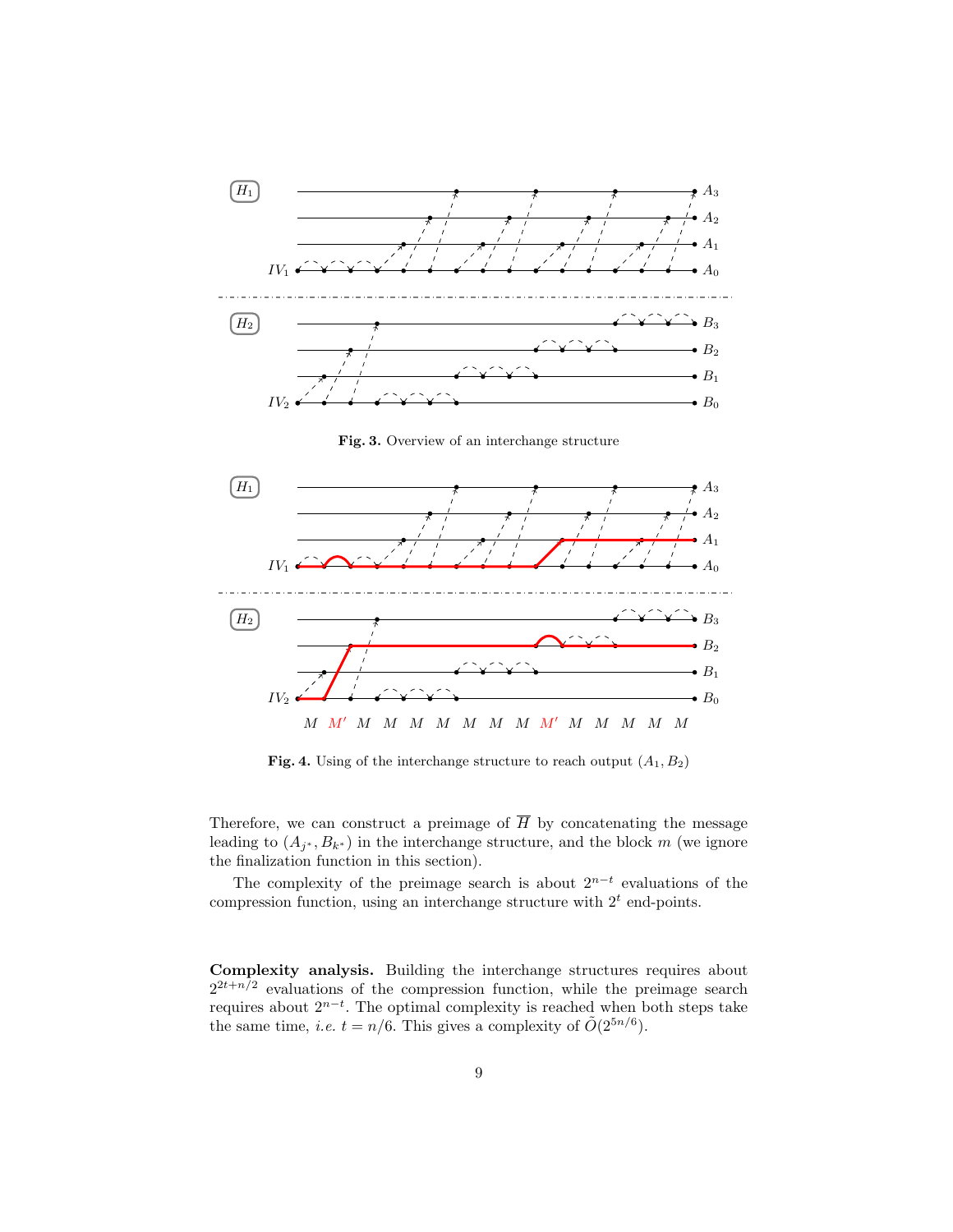**Fig. 3.** Overview of an interchange structure

**Fig. 4.** Using of the interchange structure to reach output $(A_1, B_2)$

Therefore, we can construct a preimage of $\overline{H}$ by concatenating the message leading to $(A_{j^*}, B_{k^*})$ in the interchange structure, and the block $m$ (we ignore the finalization function in this section).

The complexity of the preimage search is about $2^{n-t}$ evaluations of the compression function, using an interchange structure with $2^t$ end-points.

**Complexity analysis.** Building the interchange structures requires about $2^{2t+n/2}$ evaluations of the compression function, while the preimage search requires about $2^{n-t}$. The optimal complexity is reached when both steps take the same time, *i.e.* $t = n/6$. This gives a complexity of $\tilde{O}(2^{5n/6})$.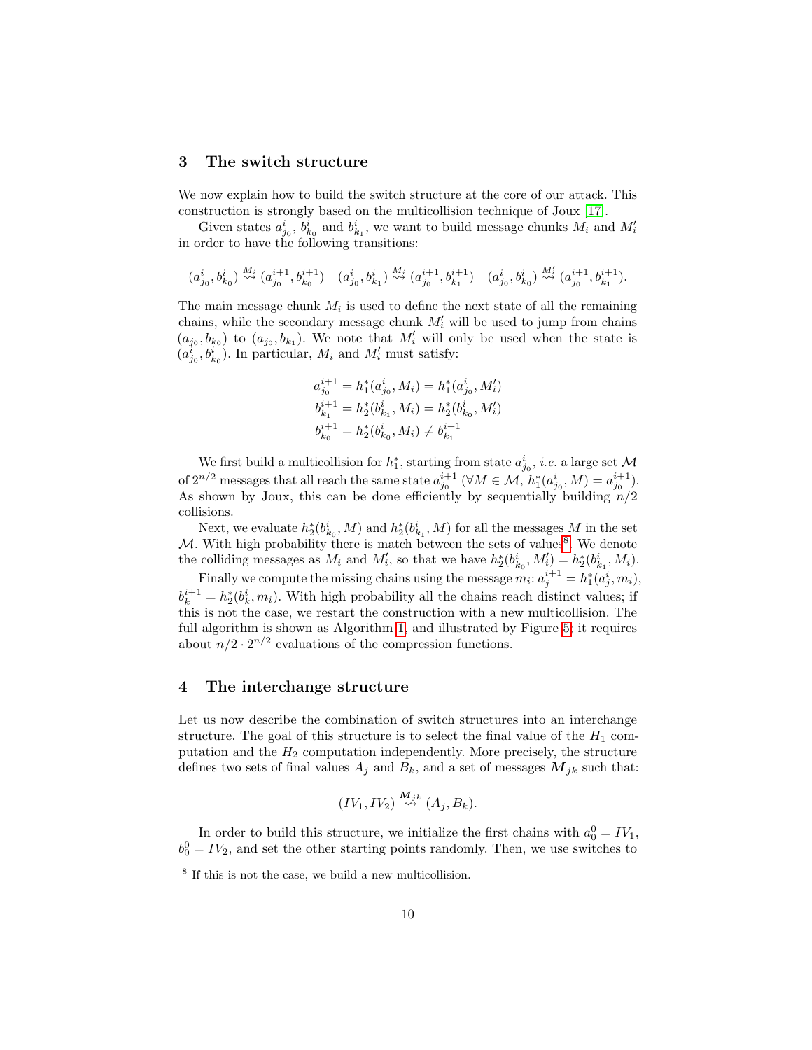## 3 The switch structure

We now explain how to build the switch structure at the core of our attack. This construction is strongly based on the multicollision technique of Joux [17].

Given states $a^i_{j_0}$, $b^i_{k_0}$ and $b^i_{k_1}$, we want to build message chunks $M_i$ and $M'_i$ in order to have the following transitions:

$$(a^i_{j_0}, b^i_{k_0}) \overset{M_i}{\leadsto} (a^{i+1}_{j_0}, b^{i+1}_{k_0}) \quad (a^i_{j_0}, b^i_{k_1}) \overset{M_i}{\leadsto} (a^{i+1}_{j_0}, b^{i+1}_{k_1}) \quad (a^i_{j_0}, b^i_{k_0}) \overset{M'_i}{\leadsto} (a^{i+1}_{j_0}, b^{i+1}_{k_1}).$$

The main message chunk $M_i$ is used to define the next state of all the remaining chains, while the secondary message chunk $M'_i$ will be used to jump from chains $(a_{j_0}, b_{k_0})$ to $(a_{j_0}, b_{k_1})$. We note that $M'_i$ will only be used when the state is $(a^i_{j_0}, b^i_{k_0})$. In particular, $M_i$ and $M'_i$ must satisfy:

$$\begin{aligned}
a^{i+1}_{j_0} &= h^*_1(a^i_{j_0}, M_i) = h^*_1(a^i_{j_0}, M'_i) \\
b^{i+1}_{k_1} &= h^*_2(b^i_{k_1}, M_i) = h^*_2(b^i_{k_0}, M'_i) \\
b^{i+1}_{k_0} &= h^*_2(b^i_{k_0}, M_i) \neq b^{i+1}_{k_1}
\end{aligned}$$

We first build a multicollision for $h^*_1$, starting from state $a^i_{j_0}$, *i.e.* a large set $\mathcal{M}$ of $2^{n/2}$ messages that all reach the same state $a^{i+1}_{j_0}$ ($\forall M \in \mathcal{M},\ h^*_1(a^i_{j_0}, M) = a^{i+1}_{j_0}$). As shown by Joux, this can be done efficiently by sequentially building $n/2$ collisions.

Next, we evaluate $h^*_2(b^i_{k_0}, M)$ and $h^*_2(b^i_{k_1}, M)$ for all the messages $M$ in the set $\mathcal{M}$. With high probability there is match between the sets of values[8]. We denote the colliding messages as $M_i$ and $M'_i$, so that we have $h^*_2(b^i_{k_0}, M'_i) = h^*_2(b^i_{k_1}, M_i)$.

Finally we compute the missing chains using the message $m_i$: $a^{i+1}_j = h^*_1(a^i_j, m_i)$, $b^{i+1}_k = h^*_2(b^i_k, m_i)$. With high probability all the chains reach distinct values; if this is not the case, we restart the construction with a new multicollision. The full algorithm is shown as Algorithm 1, and illustrated by Figure 5, it requires about $n/2 \cdot 2^{n/2}$ evaluations of the compression functions.

## 4 The interchange structure

Let us now describe the combination of switch structures into an interchange structure. The goal of this structure is to select the final value of the $H_1$ computation and the $H_2$ computation independently. More precisely, the structure defines two sets of final values $A_j$ and $B_k$, and a set of messages $\boldsymbol{M}_{jk}$ such that:

$$(IV_1, IV_2) \overset{\boldsymbol{M}_{jk}}{\leadsto} (A_j, B_k).$$

In order to build this structure, we initialize the first chains with $a^0_0 = IV_1$, $b^0_0 = IV_2$, and set the other starting points randomly. Then, we use switches to

[8] If this is not the case, we build a new multicollision.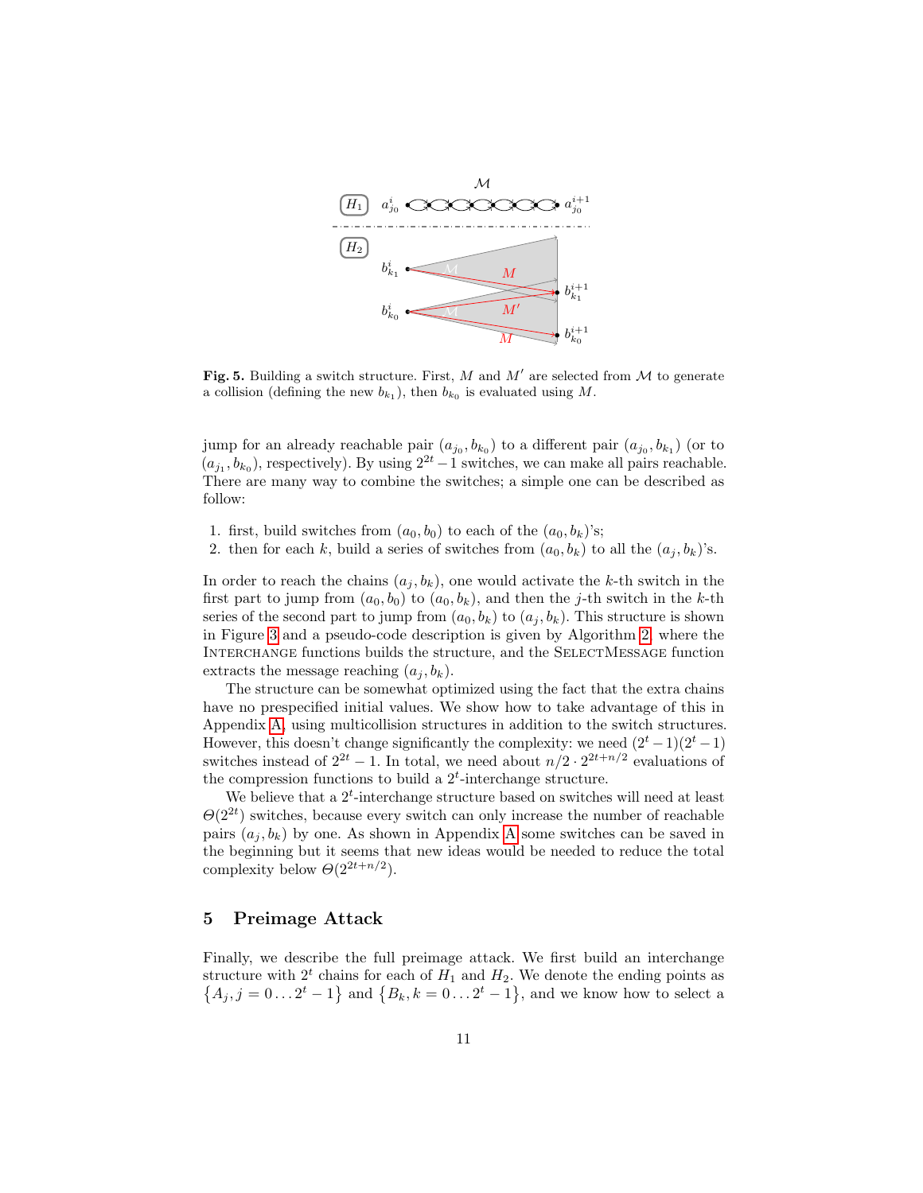$\mathcal{M}$

$H_1$ $a^i_{j_0}$ $a^{i+1}_{j_0}$

$H_2$ $b^i_{k_1}$ $b^i_{k_0}$ $M$ $M$ $M'$ $M$ $b^{i+1}_{k_1}$ $b^{i+1}_{k_0}$

**Fig. 5.** Building a switch structure. First, $M$ and $M'$ are selected from $\mathcal{M}$ to generate a collision (defining the new $b_{k_1}$), then $b_{k_0}$ is evaluated using $M$.

jump for an already reachable pair $(a_{j_0}, b_{k_0})$ to a different pair $(a_{j_0}, b_{k_1})$ (or to $(a_{j_1}, b_{k_0})$, respectively). By using $2^{2t}-1$ switches, we can make all pairs reachable. There are many way to combine the switches; a simple one can be described as follow:

1. first, build switches from $(a_0, b_0)$ to each of the $(a_0, b_k)$'s;
2. then for each $k$, build a series of switches from $(a_0, b_k)$ to all the $(a_j, b_k)$'s.

In order to reach the chains $(a_j, b_k)$, one would activate the $k$-th switch in the first part to jump from $(a_0, b_0)$ to $(a_0, b_k)$, and then the $j$-th switch in the $k$-th series of the second part to jump from $(a_0, b_k)$ to $(a_j, b_k)$. This structure is shown in Figure 3 and a pseudo-code description is given by Algorithm 2, where the Interchange functions builds the structure, and the SelectMessage function extracts the message reaching $(a_j, b_k)$.

The structure can be somewhat optimized using the fact that the extra chains have no prespecified initial values. We show how to take advantage of this in Appendix A, using multicollision structures in addition to the switch structures. However, this doesn't change significantly the complexity: we need $(2^t-1)(2^t-1)$ switches instead of $2^{2t}-1$. In total, we need about $n/2 \cdot 2^{2t+n/2}$ evaluations of the compression functions to build a $2^t$-interchange structure.

We believe that a $2^t$-interchange structure based on switches will need at least $\Theta(2^{2t})$ switches, because every switch can only increase the number of reachable pairs $(a_j, b_k)$ by one. As shown in Appendix A some switches can be saved in the beginning but it seems that new ideas would be needed to reduce the total complexity below $\Theta(2^{2t+n/2})$.

## 5 Preimage Attack

Finally, we describe the full preimage attack. We first build an interchange structure with $2^t$ chains for each of $H_1$ and $H_2$. We denote the ending points as $\{A_j, j = 0 \dots 2^t-1\}$ and $\{B_k, k = 0 \dots 2^t-1\}$, and we know how to select a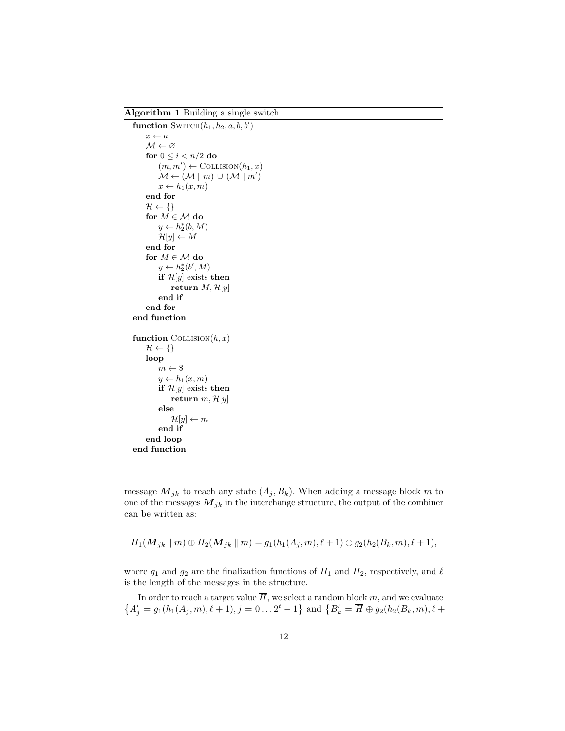**Algorithm 1** Building a single switch

```
function Switch(h_1, h_2, a, b, b')
    x ← a
    𝓜 ← ∅
    for 0 ≤ i < n/2 do
        (m, m') ← Collision(h_1, x)
        𝓜 ← (𝓜 ∥ m) ∪ (𝓜 ∥ m')
        x ← h_1(x, m)
    end for
    𝓗 ← {}
    for M ∈ 𝓜 do
        y ← h_2^*(b, M)
        𝓗[y] ← M
    end for
    for M ∈ 𝓜 do
        y ← h_2^*(b', M)
        if 𝓗[y] exists then
            return M, 𝓗[y]
        end if
    end for
end function

function Collision(h, x)
    𝓗 ← {}
    loop
        m ← $
        y ← h_1(x, m)
        if 𝓗[y] exists then
            return m, 𝓗[y]
        else
            𝓗[y] ← m
        end if
    end loop
end function
```

message $\boldsymbol{M}_{jk}$ to reach any state $(A_j, B_k)$. When adding a message block $m$ to one of the messages $\boldsymbol{M}_{jk}$ in the interchange structure, the output of the combiner can be written as:

$$H_1(\boldsymbol{M}_{jk} \parallel m) \oplus H_2(\boldsymbol{M}_{jk} \parallel m) = g_1(h_1(A_j, m), \ell + 1) \oplus g_2(h_2(B_k, m), \ell + 1),$$

where $g_1$ and $g_2$ are the finalization functions of $H_1$ and $H_2$, respectively, and $\ell$ is the length of the messages in the structure.

In order to reach a target value $\overline{H}$, we select a random block $m$, and we evaluate $\left\{A'_j = g_1(h_1(A_j, m), \ell + 1), j = 0 \ldots 2^t - 1\right\}$ and $\left\{B'_k = \overline{H} \oplus g_2(h_2(B_k, m), \ell +\right.$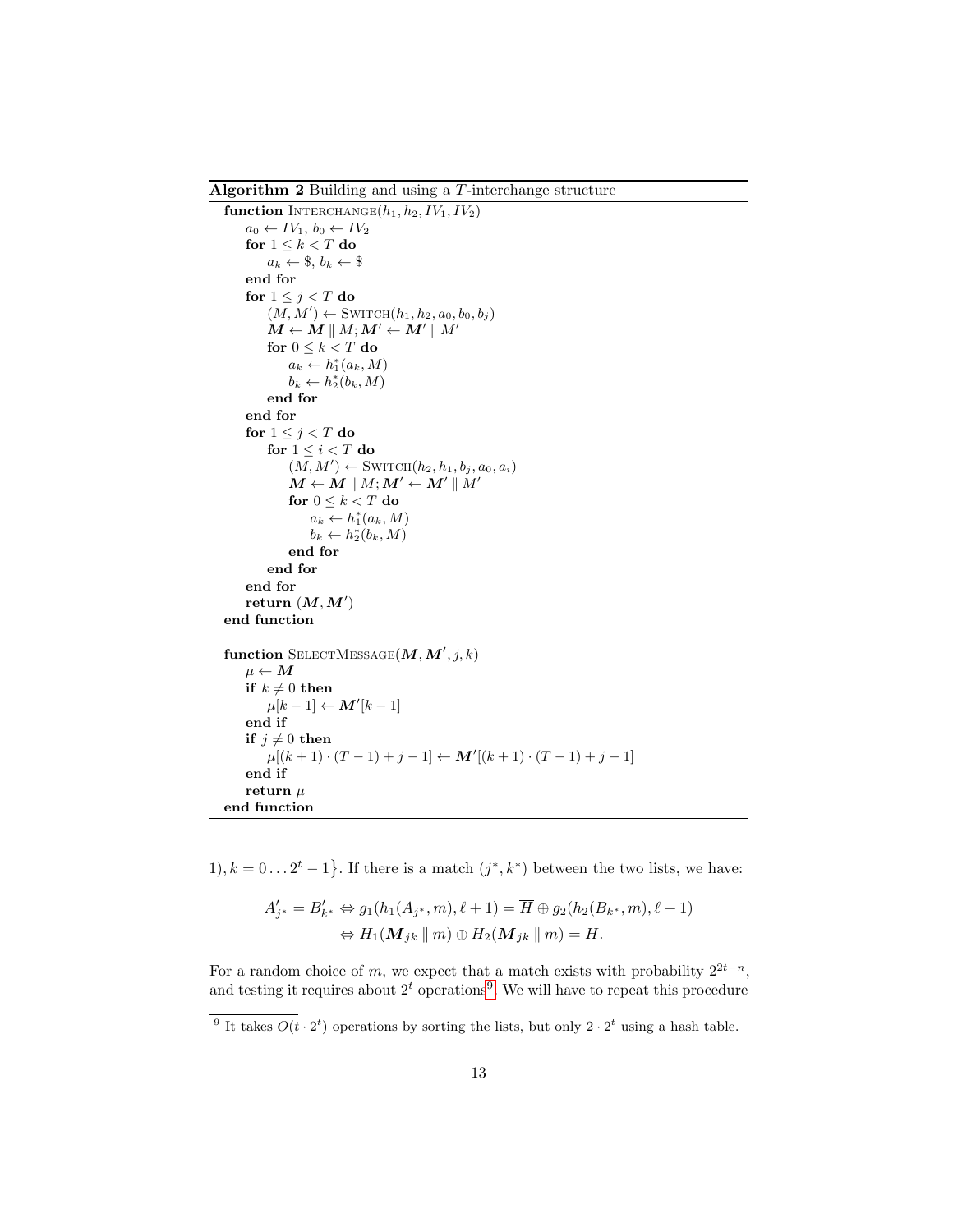**Algorithm 2** Building and using a $T$-interchange structure

```
function Interchange(h_1, h_2, IV_1, IV_2)
    a_0 ← IV_1, b_0 ← IV_2
    for 1 ≤ k < T do
        a_k ← $, b_k ← $
    end for
    for 1 ≤ j < T do
        (M, M') ← Switch(h_1, h_2, a_0, b_0, b_j)
        M ← M ∥ M; M' ← M' ∥ M'
        for 0 ≤ k < T do
            a_k ← h_1^*(a_k, M)
            b_k ← h_2^*(b_k, M)
        end for
    end for
    for 1 ≤ j < T do
        for 1 ≤ i < T do
            (M, M') ← Switch(h_2, h_1, b_j, a_0, a_i)
            M ← M ∥ M; M' ← M' ∥ M'
            for 0 ≤ k < T do
                a_k ← h_1^*(a_k, M)
                b_k ← h_2^*(b_k, M)
            end for
        end for
    end for
    return (M, M')
end function

function SelectMessage(M, M', j, k)
    μ ← M
    if k ≠ 0 then
        μ[k − 1] ← M'[k − 1]
    end if
    if j ≠ 0 then
        μ[(k + 1) · (T − 1) + j − 1] ← M'[(k + 1) · (T − 1) + j − 1]
    end if
    return μ
end function
```

$1), k = 0 \dots 2^t - 1\big\}$. If there is a match $(j^*, k^*)$ between the two lists, we have:

$$A'_{j^*} = B'_{k^*} \Leftrightarrow g_1(h_1(A_{j^*}, m), \ell + 1) = \overline{H} \oplus g_2(h_2(B_{k^*}, m), \ell + 1)$$
$$\Leftrightarrow H_1(\boldsymbol{M}_{jk} \parallel m) \oplus H_2(\boldsymbol{M}_{jk} \parallel m) = \overline{H}.$$

For a random choice of $m$, we expect that a match exists with probability $2^{2t-n}$, and testing it requires about $2^t$ operations[9]. We will have to repeat this procedure

[9] It takes $O(t \cdot 2^t)$ operations by sorting the lists, but only $2 \cdot 2^t$ using a hash table.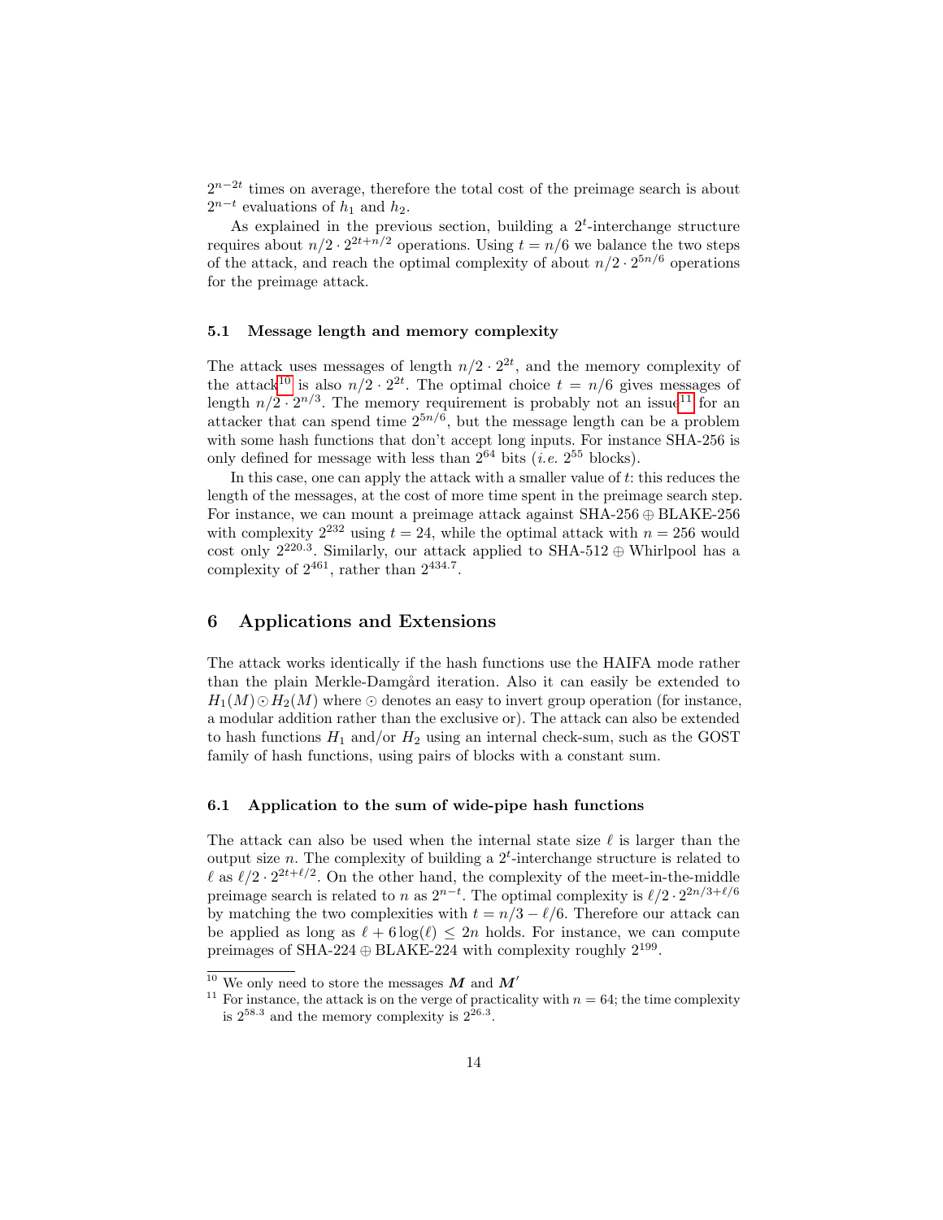$2^{n-2t}$ times on average, therefore the total cost of the preimage search is about $2^{n-t}$ evaluations of $h_1$ and $h_2$.

As explained in the previous section, building a $2^t$-interchange structure requires about $n/2 \cdot 2^{2t+n/2}$ operations. Using $t = n/6$ we balance the two steps of the attack, and reach the optimal complexity of about $n/2 \cdot 2^{5n/6}$ operations for the preimage attack.

### 5.1 Message length and memory complexity

The attack uses messages of length $n/2 \cdot 2^{2t}$, and the memory complexity of the attack[10] is also $n/2 \cdot 2^{2t}$. The optimal choice $t = n/6$ gives messages of length $n/2 \cdot 2^{n/3}$. The memory requirement is probably not an issue[11] for an attacker that can spend time $2^{5n/6}$, but the message length can be a problem with some hash functions that don't accept long inputs. For instance SHA-256 is only defined for message with less than $2^{64}$ bits (*i.e.* $2^{55}$ blocks).

In this case, one can apply the attack with a smaller value of $t$: this reduces the length of the messages, at the cost of more time spent in the preimage search step. For instance, we can mount a preimage attack against SHA-256 $\oplus$ BLAKE-256 with complexity $2^{232}$ using $t = 24$, while the optimal attack with $n = 256$ would cost only $2^{220.3}$. Similarly, our attack applied to SHA-512 $\oplus$ Whirlpool has a complexity of $2^{461}$, rather than $2^{434.7}$.

## 6 Applications and Extensions

The attack works identically if the hash functions use the HAIFA mode rather than the plain Merkle-Damgård iteration. Also it can easily be extended to $H_1(M) \odot H_2(M)$ where $\odot$ denotes an easy to invert group operation (for instance, a modular addition rather than the exclusive or). The attack can also be extended to hash functions $H_1$ and/or $H_2$ using an internal check-sum, such as the GOST family of hash functions, using pairs of blocks with a constant sum.

### 6.1 Application to the sum of wide-pipe hash functions

The attack can also be used when the internal state size $\ell$ is larger than the output size $n$. The complexity of building a $2^t$-interchange structure is related to $\ell$ as $\ell/2 \cdot 2^{2t+\ell/2}$. On the other hand, the complexity of the meet-in-the-middle preimage search is related to $n$ as $2^{n-t}$. The optimal complexity is $\ell/2 \cdot 2^{2n/3+\ell/6}$ by matching the two complexities with $t = n/3 - \ell/6$. Therefore our attack can be applied as long as $\ell + 6\log(\ell) \leq 2n$ holds. For instance, we can compute preimages of SHA-224 $\oplus$ BLAKE-224 with complexity roughly $2^{199}$.

[10] We only need to store the messages $\boldsymbol{M}$ and $\boldsymbol{M}'$

[11] For instance, the attack is on the verge of practicality with $n = 64$; the time complexity is $2^{58.3}$ and the memory complexity is $2^{26.3}$.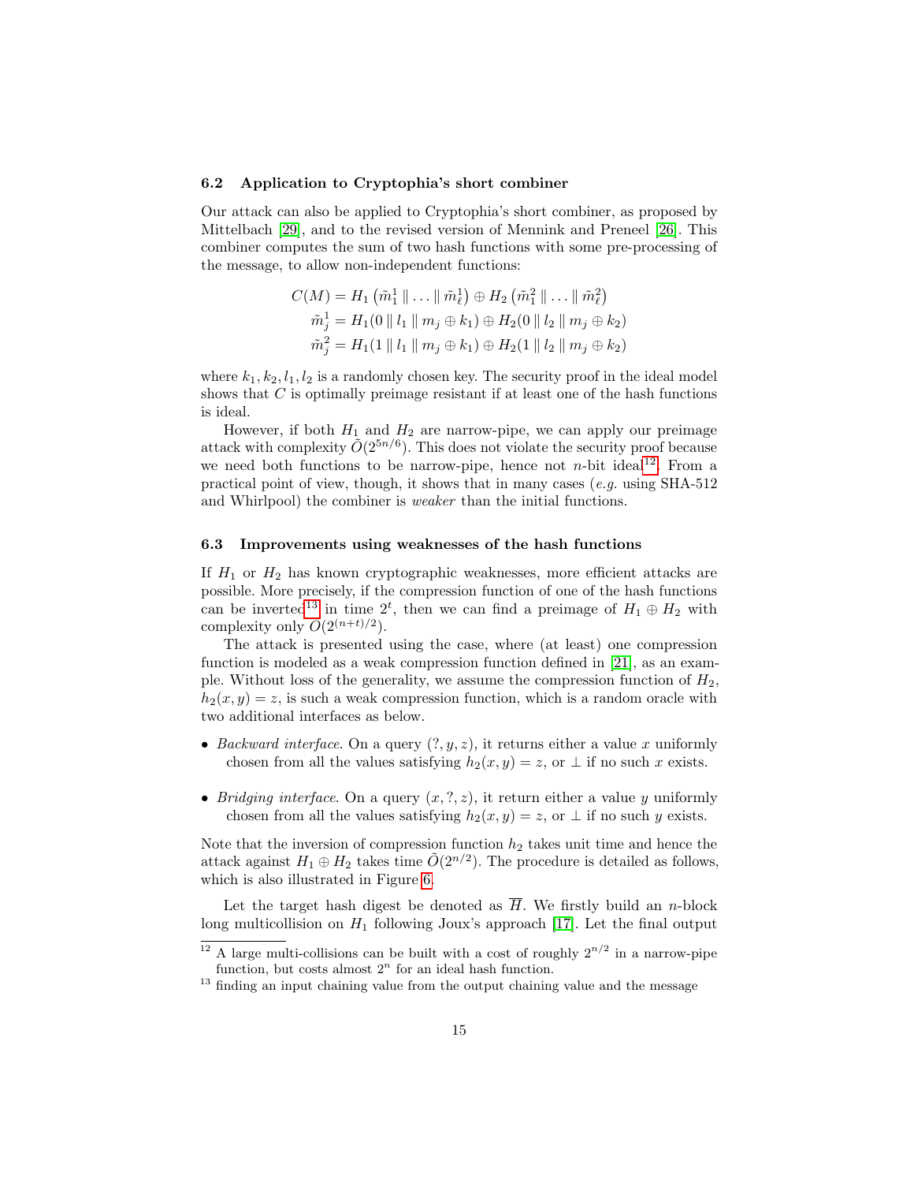### 6.2 Application to Cryptophia's short combiner

Our attack can also be applied to Cryptophia's short combiner, as proposed by Mittelbach [29], and to the revised version of Mennink and Preneel [26]. This combiner computes the sum of two hash functions with some pre-processing of the message, to allow non-independent functions:

$$
\begin{aligned}
C(M) &= H_1\left(\tilde{m}_1^1 \,\|\, \dots \,\|\, \tilde{m}_\ell^1\right) \oplus H_2\left(\tilde{m}_1^2 \,\|\, \dots \,\|\, \tilde{m}_\ell^2\right) \\
\tilde{m}_j^1 &= H_1(0 \,\|\, l_1 \,\|\, m_j \oplus k_1) \oplus H_2(0 \,\|\, l_2 \,\|\, m_j \oplus k_2) \\
\tilde{m}_j^2 &= H_1(1 \,\|\, l_1 \,\|\, m_j \oplus k_1) \oplus H_2(1 \,\|\, l_2 \,\|\, m_j \oplus k_2)
\end{aligned}
$$

where $k_1, k_2, l_1, l_2$ is a randomly chosen key. The security proof in the ideal model shows that $C$ is optimally preimage resistant if at least one of the hash functions is ideal.

However, if both $H_1$ and $H_2$ are narrow-pipe, we can apply our preimage attack with complexity $\tilde{O}(2^{5n/6})$. This does not violate the security proof because we need both functions to be narrow-pipe, hence not $n$-bit ideal[12]. From a practical point of view, though, it shows that in many cases (*e.g.* using SHA-512 and Whirlpool) the combiner is *weaker* than the initial functions.

### 6.3 Improvements using weaknesses of the hash functions

If $H_1$ or $H_2$ has known cryptographic weaknesses, more efficient attacks are possible. More precisely, if the compression function of one of the hash functions can be inverted[13] in time $2^t$, then we can find a preimage of $H_1 \oplus H_2$ with complexity only $O(2^{(n+t)/2})$.

The attack is presented using the case, where (at least) one compression function is modeled as a weak compression function defined in [21], as an example. Without loss of the generality, we assume the compression function of $H_2$, $h_2(x, y) = z$, is such a weak compression function, which is a random oracle with two additional interfaces as below.

- *Backward interface.* On a query $(?, y, z)$, it returns either a value $x$ uniformly chosen from all the values satisfying $h_2(x, y) = z$, or $\perp$ if no such $x$ exists.
- *Bridging interface.* On a query $(x, ?, z)$, it return either a value $y$ uniformly chosen from all the values satisfying $h_2(x, y) = z$, or $\perp$ if no such $y$ exists.

Note that the inversion of compression function $h_2$ takes unit time and hence the attack against $H_1 \oplus H_2$ takes time $\tilde{O}(2^{n/2})$. The procedure is detailed as follows, which is also illustrated in Figure 6.

Let the target hash digest be denoted as $\overline{H}$. We firstly build an $n$-block long multicollision on $H_1$ following Joux's approach [17]. Let the final output

[12] A large multi-collisions can be built with a cost of roughly $2^{n/2}$ in a narrow-pipe function, but costs almost $2^n$ for an ideal hash function.

[13] finding an input chaining value from the output chaining value and the message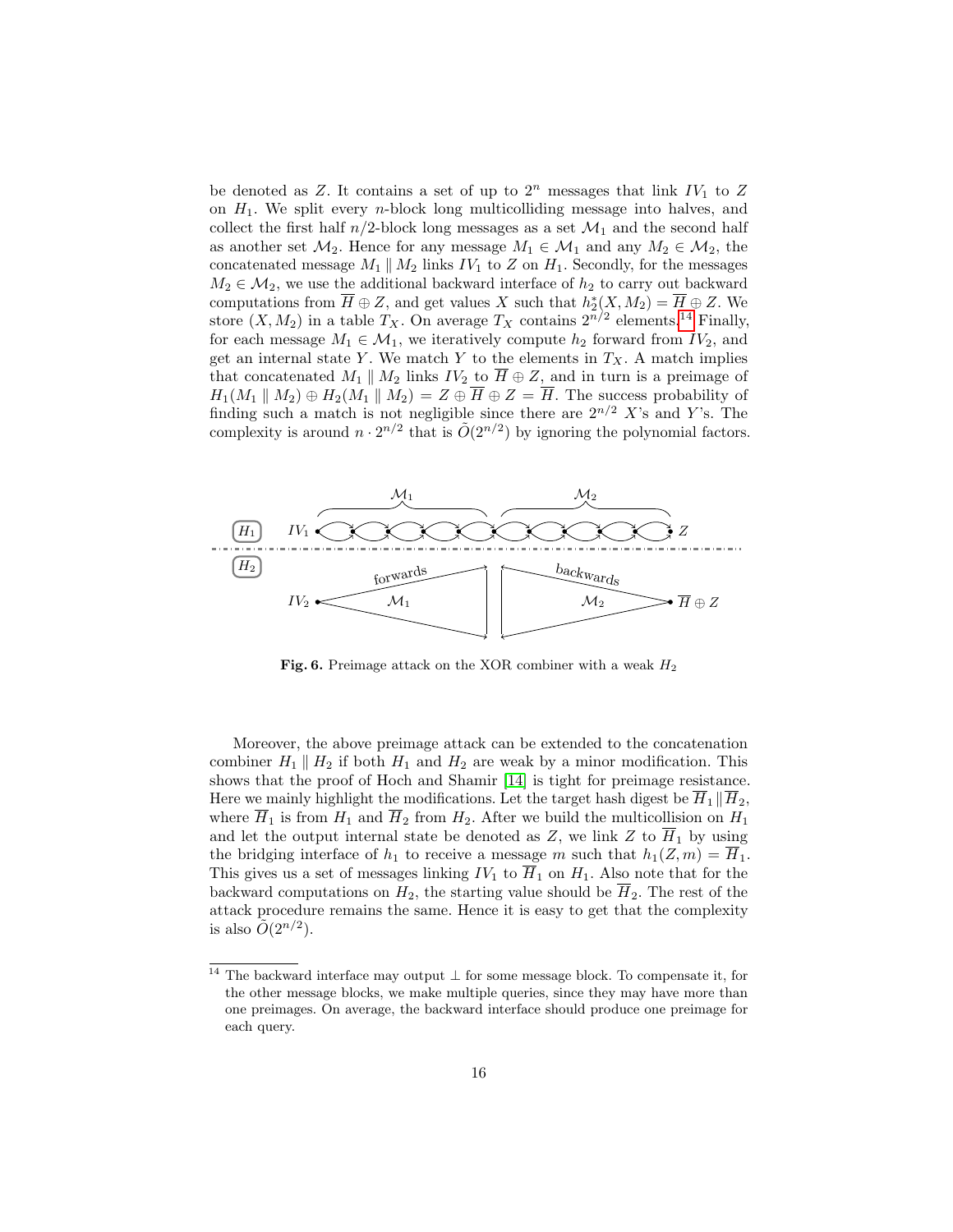be denoted as $Z$. It contains a set of up to $2^n$ messages that link $IV_1$ to $Z$ on $H_1$. We split every $n$-block long multicolliding message into halves, and collect the first half $n/2$-block long messages as a set $\mathcal{M}_1$ and the second half as another set $\mathcal{M}_2$. Hence for any message $M_1 \in \mathcal{M}_1$ and any $M_2 \in \mathcal{M}_2$, the concatenated message $M_1 \parallel M_2$ links $IV_1$ to $Z$ on $H_1$. Secondly, for the messages $M_2 \in \mathcal{M}_2$, we use the additional backward interface of $h_2$ to carry out backward computations from $\overline{H} \oplus Z$, and get values $X$ such that $h_2^*(X, M_2) = \overline{H} \oplus Z$. We store $(X, M_2)$ in a table $T_X$. On average $T_X$ contains $2^{n/2}$ elements.[14] Finally, for each message $M_1 \in \mathcal{M}_1$, we iteratively compute $h_2$ forward from $IV_2$, and get an internal state $Y$. We match $Y$ to the elements in $T_X$. A match implies that concatenated $M_1 \parallel M_2$ links $IV_2$ to $\overline{H} \oplus Z$, and in turn is a preimage of $H_1(M_1 \parallel M_2) \oplus H_2(M_1 \parallel M_2) = Z \oplus \overline{H} \oplus Z = \overline{H}$. The success probability of finding such a match is not negligible since there are $2^{n/2}$ $X$'s and $Y$'s. The complexity is around $n \cdot 2^{n/2}$ that is $\tilde{O}(2^{n/2})$ by ignoring the polynomial factors.

**Fig. 6.** Preimage attack on the XOR combiner with a weak $H_2$

Moreover, the above preimage attack can be extended to the concatenation combiner $H_1 \parallel H_2$ if both $H_1$ and $H_2$ are weak by a minor modification. This shows that the proof of Hoch and Shamir [14] is tight for preimage resistance. Here we mainly highlight the modifications. Let the target hash digest be $\overline{H}_1 \| \overline{H}_2$, where $\overline{H}_1$ is from $H_1$ and $\overline{H}_2$ from $H_2$. After we build the multicollision on $H_1$ and let the output internal state be denoted as $Z$, we link $Z$ to $\overline{H}_1$ by using the bridging interface of $h_1$ to receive a message $m$ such that $h_1(Z, m) = \overline{H}_1$. This gives us a set of messages linking $IV_1$ to $\overline{H}_1$ on $H_1$. Also note that for the backward computations on $H_2$, the starting value should be $\overline{H}_2$. The rest of the attack procedure remains the same. Hence it is easy to get that the complexity is also $\tilde{O}(2^{n/2})$.

[14] The backward interface may output $\perp$ for some message block. To compensate it, for the other message blocks, we make multiple queries, since they may have more than one preimages. On average, the backward interface should produce one preimage for each query.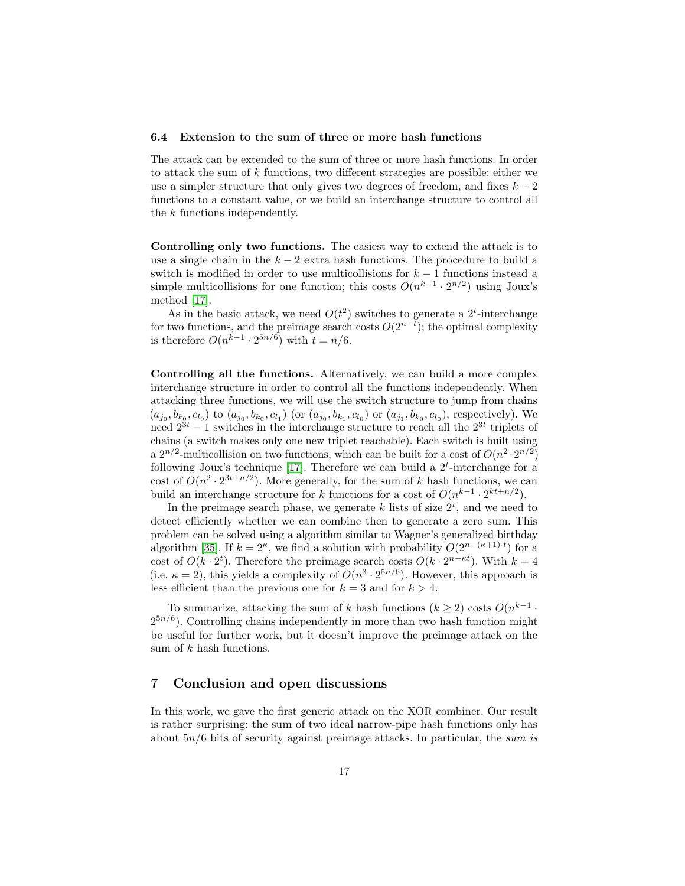### 6.4 Extension to the sum of three or more hash functions

The attack can be extended to the sum of three or more hash functions. In order to attack the sum of $k$ functions, two different strategies are possible: either we use a simpler structure that only gives two degrees of freedom, and fixes $k-2$ functions to a constant value, or we build an interchange structure to control all the $k$ functions independently.

**Controlling only two functions.** The easiest way to extend the attack is to use a single chain in the $k-2$ extra hash functions. The procedure to build a switch is modified in order to use multicollisions for $k-1$ functions instead a simple multicollisions for one function; this costs $O(n^{k-1} \cdot 2^{n/2})$ using Joux's method [17].

As in the basic attack, we need $O(t^2)$ switches to generate a $2^t$-interchange for two functions, and the preimage search costs $O(2^{n-t})$; the optimal complexity is therefore $O(n^{k-1} \cdot 2^{5n/6})$ with $t = n/6$.

**Controlling all the functions.** Alternatively, we can build a more complex interchange structure in order to control all the functions independently. When attacking three functions, we will use the switch structure to jump from chains $(a_{j_0}, b_{k_0}, c_{l_0})$ to $(a_{j_0}, b_{k_0}, c_{l_1})$ (or $(a_{j_0}, b_{k_1}, c_{l_0})$ or $(a_{j_1}, b_{k_0}, c_{l_0})$, respectively). We need $2^{3t} - 1$ switches in the interchange structure to reach all the $2^{3t}$ triplets of chains (a switch makes only one new triplet reachable). Each switch is built using a $2^{n/2}$-multicollision on two functions, which can be built for a cost of $O(n^2 \cdot 2^{n/2})$ following Joux's technique [17]. Therefore we can build a $2^t$-interchange for a cost of $O(n^2 \cdot 2^{3t+n/2})$. More generally, for the sum of $k$ hash functions, we can build an interchange structure for $k$ functions for a cost of $O(n^{k-1} \cdot 2^{kt+n/2})$.

In the preimage search phase, we generate $k$ lists of size $2^t$, and we need to detect efficiently whether we can combine then to generate a zero sum. This problem can be solved using a algorithm similar to Wagner's generalized birthday algorithm [35]. If $k = 2^\kappa$, we find a solution with probability $O(2^{n-(\kappa+1)\cdot t})$ for a cost of $O(k \cdot 2^t)$. Therefore the preimage search costs $O(k \cdot 2^{n-\kappa t})$. With $k = 4$ (i.e. $\kappa = 2$), this yields a complexity of $O(n^3 \cdot 2^{5n/6})$. However, this approach is less efficient than the previous one for $k = 3$ and for $k > 4$.

To summarize, attacking the sum of $k$ hash functions ($k \geq 2$) costs $O(n^{k-1} \cdot 2^{5n/6})$. Controlling chains independently in more than two hash function might be useful for further work, but it doesn't improve the preimage attack on the sum of $k$ hash functions.

## 7 Conclusion and open discussions

In this work, we gave the first generic attack on the XOR combiner. Our result is rather surprising: the sum of two ideal narrow-pipe hash functions only has about $5n/6$ bits of security against preimage attacks. In particular, the *sum is*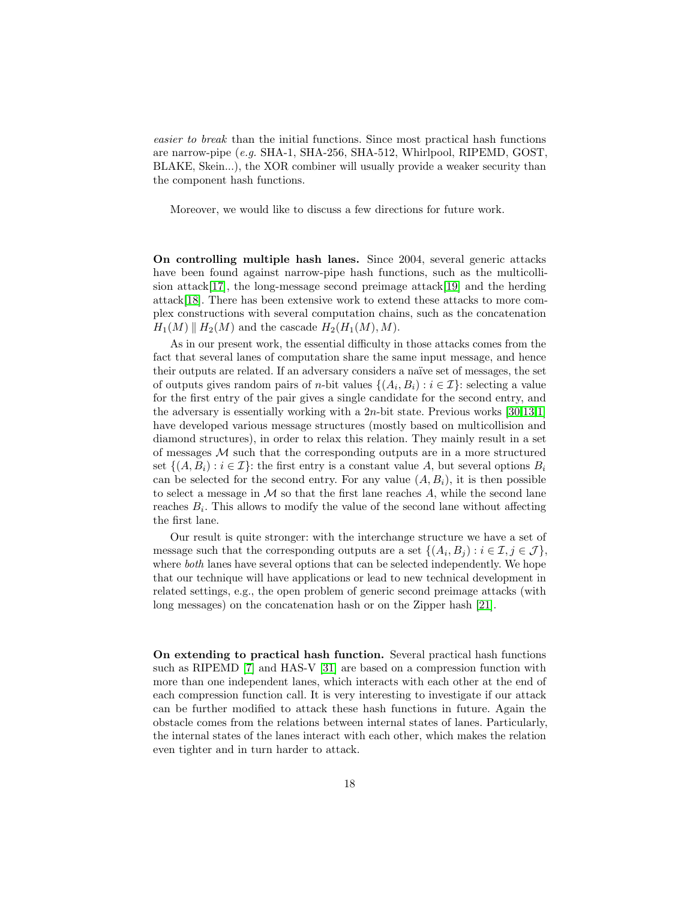*easier to break* than the initial functions. Since most practical hash functions are narrow-pipe (*e.g.* SHA-1, SHA-256, SHA-512, Whirlpool, RIPEMD, GOST, BLAKE, Skein...), the XOR combiner will usually provide a weaker security than the component hash functions.

Moreover, we would like to discuss a few directions for future work.

**On controlling multiple hash lanes.** Since 2004, several generic attacks have been found against narrow-pipe hash functions, such as the multicollision attack[17], the long-message second preimage attack[19] and the herding attack[18]. There has been extensive work to extend these attacks to more complex constructions with several computation chains, such as the concatenation $H_1(M) \parallel H_2(M)$ and the cascade $H_2(H_1(M), M)$.

As in our present work, the essential difficulty in those attacks comes from the fact that several lanes of computation share the same input message, and hence their outputs are related. If an adversary considers a naïve set of messages, the set of outputs gives random pairs of $n$-bit values $\{(A_i, B_i) : i \in \mathcal{I}\}$: selecting a value for the first entry of the pair gives a single candidate for the second entry, and the adversary is essentially working with a $2n$-bit state. Previous works [30,13,1] have developed various message structures (mostly based on multicollision and diamond structures), in order to relax this relation. They mainly result in a set of messages $\mathcal{M}$ such that the corresponding outputs are in a more structured set $\{(A, B_i) : i \in \mathcal{I}\}$: the first entry is a constant value $A$, but several options $B_i$ can be selected for the second entry. For any value $(A, B_i)$, it is then possible to select a message in $\mathcal{M}$ so that the first lane reaches $A$, while the second lane reaches $B_i$. This allows to modify the value of the second lane without affecting the first lane.

Our result is quite stronger: with the interchange structure we have a set of message such that the corresponding outputs are a set $\{(A_i, B_j) : i \in \mathcal{I}, j \in \mathcal{J}\}$, where *both* lanes have several options that can be selected independently. We hope that our technique will have applications or lead to new technical development in related settings, e.g., the open problem of generic second preimage attacks (with long messages) on the concatenation hash or on the Zipper hash [21].

**On extending to practical hash function.** Several practical hash functions such as RIPEMD [7] and HAS-V [31] are based on a compression function with more than one independent lanes, which interacts with each other at the end of each compression function call. It is very interesting to investigate if our attack can be further modified to attack these hash functions in future. Again the obstacle comes from the relations between internal states of lanes. Particularly, the internal states of the lanes interact with each other, which makes the relation even tighter and in turn harder to attack.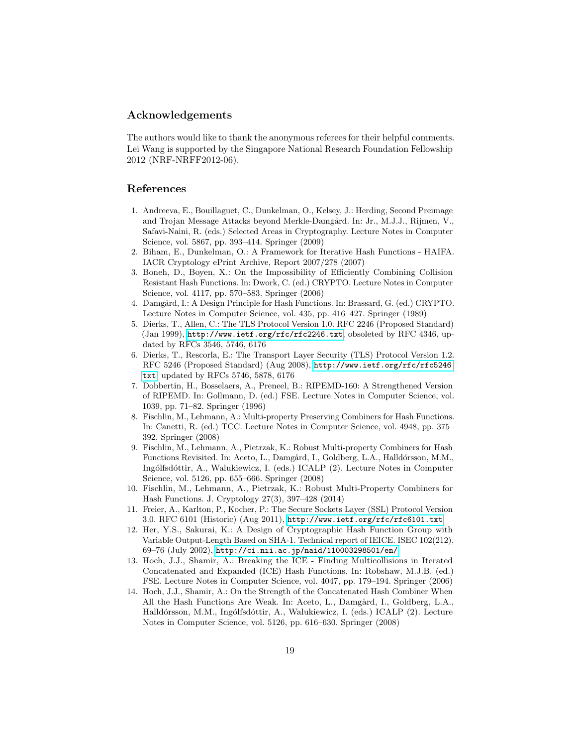## Acknowledgements

The authors would like to thank the anonymous referees for their helpful comments. Lei Wang is supported by the Singapore National Research Foundation Fellowship 2012 (NRF-NRFF2012-06).

## References

1. Andreeva, E., Bouillaguet, C., Dunkelman, O., Kelsey, J.: Herding, Second Preimage and Trojan Message Attacks beyond Merkle-Damgård. In: Jr., M.J.J., Rijmen, V., Safavi-Naini, R. (eds.) Selected Areas in Cryptography. Lecture Notes in Computer Science, vol. 5867, pp. 393–414. Springer (2009)
2. Biham, E., Dunkelman, O.: A Framework for Iterative Hash Functions - HAIFA. IACR Cryptology ePrint Archive, Report 2007/278 (2007)
3. Boneh, D., Boyen, X.: On the Impossibility of Efficiently Combining Collision Resistant Hash Functions. In: Dwork, C. (ed.) CRYPTO. Lecture Notes in Computer Science, vol. 4117, pp. 570–583. Springer (2006)
4. Damgård, I.: A Design Principle for Hash Functions. In: Brassard, G. (ed.) CRYPTO. Lecture Notes in Computer Science, vol. 435, pp. 416–427. Springer (1989)
5. Dierks, T., Allen, C.: The TLS Protocol Version 1.0. RFC 2246 (Proposed Standard) (Jan 1999), http://www.ietf.org/rfc/rfc2246.txt, obsoleted by RFC 4346, updated by RFCs 3546, 5746, 6176
6. Dierks, T., Rescorla, E.: The Transport Layer Security (TLS) Protocol Version 1.2. RFC 5246 (Proposed Standard) (Aug 2008), http://www.ietf.org/rfc/rfc5246.txt, updated by RFCs 5746, 5878, 6176
7. Dobbertin, H., Bosselaers, A., Preneel, B.: RIPEMD-160: A Strengthened Version of RIPEMD. In: Gollmann, D. (ed.) FSE. Lecture Notes in Computer Science, vol. 1039, pp. 71–82. Springer (1996)
8. Fischlin, M., Lehmann, A.: Multi-property Preserving Combiners for Hash Functions. In: Canetti, R. (ed.) TCC. Lecture Notes in Computer Science, vol. 4948, pp. 375–392. Springer (2008)
9. Fischlin, M., Lehmann, A., Pietrzak, K.: Robust Multi-property Combiners for Hash Functions Revisited. In: Aceto, L., Damgård, I., Goldberg, L.A., Halldórsson, M.M., Ingólfsdóttir, A., Walukiewicz, I. (eds.) ICALP (2). Lecture Notes in Computer Science, vol. 5126, pp. 655–666. Springer (2008)
10. Fischlin, M., Lehmann, A., Pietrzak, K.: Robust Multi-Property Combiners for Hash Functions. J. Cryptology 27(3), 397–428 (2014)
11. Freier, A., Karlton, P., Kocher, P.: The Secure Sockets Layer (SSL) Protocol Version 3.0. RFC 6101 (Historic) (Aug 2011), http://www.ietf.org/rfc/rfc6101.txt
12. Her, Y.S., Sakurai, K.: A Design of Cryptographic Hash Function Group with Variable Output-Length Based on SHA-1. Technical report of IEICE. ISEC 102(212), 69–76 (July 2002), http://ci.nii.ac.jp/naid/110003298501/en/
13. Hoch, J.J., Shamir, A.: Breaking the ICE - Finding Multicollisions in Iterated Concatenated and Expanded (ICE) Hash Functions. In: Robshaw, M.J.B. (ed.) FSE. Lecture Notes in Computer Science, vol. 4047, pp. 179–194. Springer (2006)
14. Hoch, J.J., Shamir, A.: On the Strength of the Concatenated Hash Combiner When All the Hash Functions Are Weak. In: Aceto, L., Damgård, I., Goldberg, L.A., Halldórsson, M.M., Ingólfsdóttir, A., Walukiewicz, I. (eds.) ICALP (2). Lecture Notes in Computer Science, vol. 5126, pp. 616–630. Springer (2008)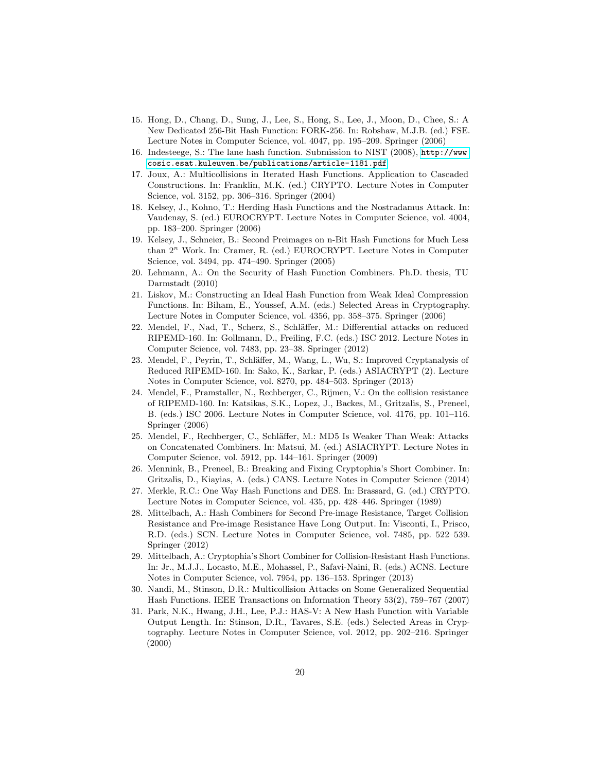15. Hong, D., Chang, D., Sung, J., Lee, S., Hong, S., Lee, J., Moon, D., Chee, S.: A New Dedicated 256-Bit Hash Function: FORK-256. In: Robshaw, M.J.B. (ed.) FSE. Lecture Notes in Computer Science, vol. 4047, pp. 195–209. Springer (2006)
16. Indesteege, S.: The lane hash function. Submission to NIST (2008), http://www.cosic.esat.kuleuven.be/publications/article-1181.pdf
17. Joux, A.: Multicollisions in Iterated Hash Functions. Application to Cascaded Constructions. In: Franklin, M.K. (ed.) CRYPTO. Lecture Notes in Computer Science, vol. 3152, pp. 306–316. Springer (2004)
18. Kelsey, J., Kohno, T.: Herding Hash Functions and the Nostradamus Attack. In: Vaudenay, S. (ed.) EUROCRYPT. Lecture Notes in Computer Science, vol. 4004, pp. 183–200. Springer (2006)
19. Kelsey, J., Schneier, B.: Second Preimages on n-Bit Hash Functions for Much Less than $2^n$ Work. In: Cramer, R. (ed.) EUROCRYPT. Lecture Notes in Computer Science, vol. 3494, pp. 474–490. Springer (2005)
20. Lehmann, A.: On the Security of Hash Function Combiners. Ph.D. thesis, TU Darmstadt (2010)
21. Liskov, M.: Constructing an Ideal Hash Function from Weak Ideal Compression Functions. In: Biham, E., Youssef, A.M. (eds.) Selected Areas in Cryptography. Lecture Notes in Computer Science, vol. 4356, pp. 358–375. Springer (2006)
22. Mendel, F., Nad, T., Scherz, S., Schläffer, M.: Differential attacks on reduced RIPEMD-160. In: Gollmann, D., Freiling, F.C. (eds.) ISC 2012. Lecture Notes in Computer Science, vol. 7483, pp. 23–38. Springer (2012)
23. Mendel, F., Peyrin, T., Schläffer, M., Wang, L., Wu, S.: Improved Cryptanalysis of Reduced RIPEMD-160. In: Sako, K., Sarkar, P. (eds.) ASIACRYPT (2). Lecture Notes in Computer Science, vol. 8270, pp. 484–503. Springer (2013)
24. Mendel, F., Pramstaller, N., Rechberger, C., Rijmen, V.: On the collision resistance of RIPEMD-160. In: Katsikas, S.K., Lopez, J., Backes, M., Gritzalis, S., Preneel, B. (eds.) ISC 2006. Lecture Notes in Computer Science, vol. 4176, pp. 101–116. Springer (2006)
25. Mendel, F., Rechberger, C., Schläffer, M.: MD5 Is Weaker Than Weak: Attacks on Concatenated Combiners. In: Matsui, M. (ed.) ASIACRYPT. Lecture Notes in Computer Science, vol. 5912, pp. 144–161. Springer (2009)
26. Mennink, B., Preneel, B.: Breaking and Fixing Cryptophia's Short Combiner. In: Gritzalis, D., Kiayias, A. (eds.) CANS. Lecture Notes in Computer Science (2014)
27. Merkle, R.C.: One Way Hash Functions and DES. In: Brassard, G. (ed.) CRYPTO. Lecture Notes in Computer Science, vol. 435, pp. 428–446. Springer (1989)
28. Mittelbach, A.: Hash Combiners for Second Pre-image Resistance, Target Collision Resistance and Pre-image Resistance Have Long Output. In: Visconti, I., Prisco, R.D. (eds.) SCN. Lecture Notes in Computer Science, vol. 7485, pp. 522–539. Springer (2012)
29. Mittelbach, A.: Cryptophia's Short Combiner for Collision-Resistant Hash Functions. In: Jr., M.J.J., Locasto, M.E., Mohassel, P., Safavi-Naini, R. (eds.) ACNS. Lecture Notes in Computer Science, vol. 7954, pp. 136–153. Springer (2013)
30. Nandi, M., Stinson, D.R.: Multicollision Attacks on Some Generalized Sequential Hash Functions. IEEE Transactions on Information Theory 53(2), 759–767 (2007)
31. Park, N.K., Hwang, J.H., Lee, P.J.: HAS-V: A New Hash Function with Variable Output Length. In: Stinson, D.R., Tavares, S.E. (eds.) Selected Areas in Cryptography. Lecture Notes in Computer Science, vol. 2012, pp. 202–216. Springer (2000)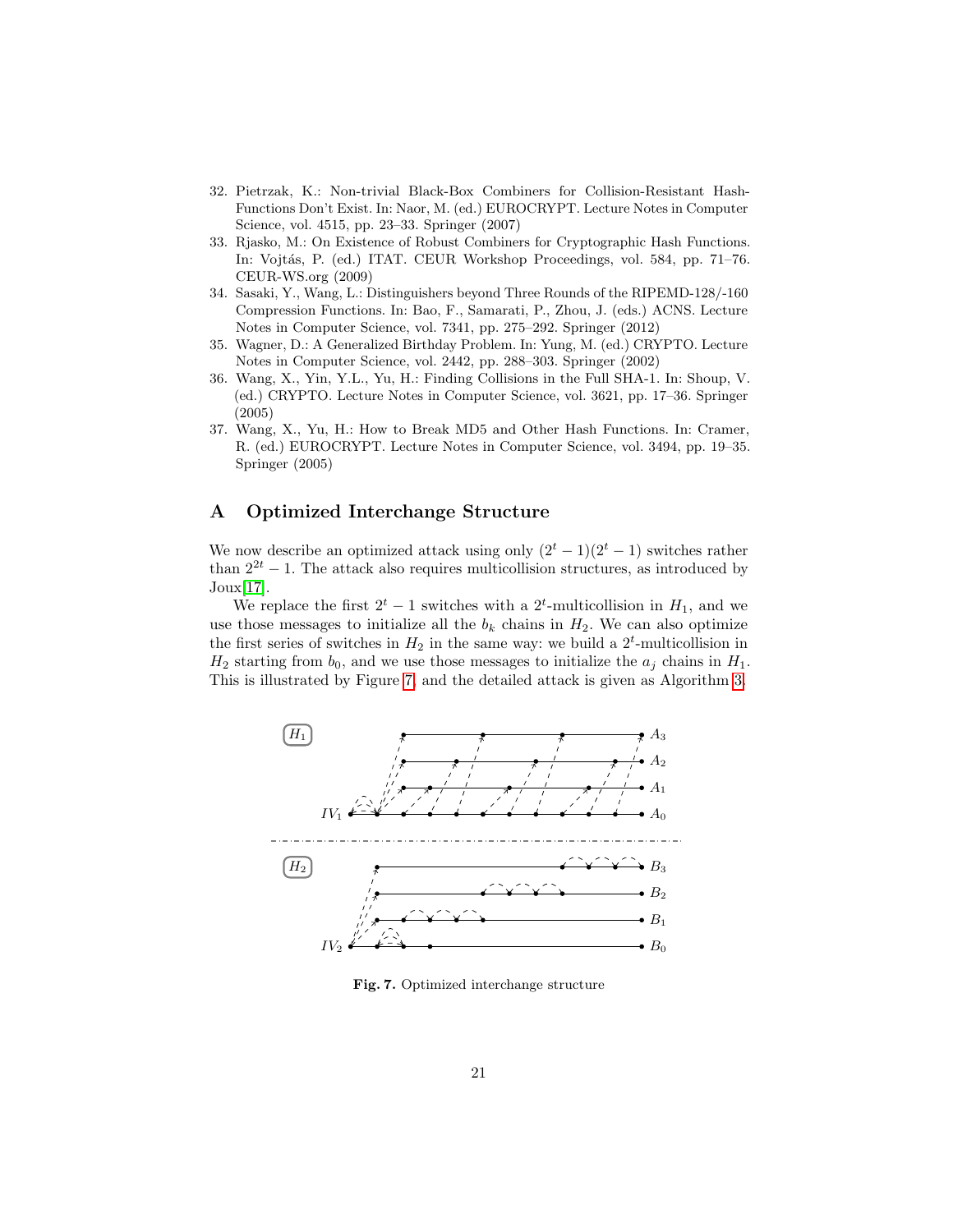32. Pietrzak, K.: Non-trivial Black-Box Combiners for Collision-Resistant Hash-Functions Don't Exist. In: Naor, M. (ed.) EUROCRYPT. Lecture Notes in Computer Science, vol. 4515, pp. 23–33. Springer (2007)
33. Rjasko, M.: On Existence of Robust Combiners for Cryptographic Hash Functions. In: Vojtás, P. (ed.) ITAT. CEUR Workshop Proceedings, vol. 584, pp. 71–76. CEUR-WS.org (2009)
34. Sasaki, Y., Wang, L.: Distinguishers beyond Three Rounds of the RIPEMD-128/-160 Compression Functions. In: Bao, F., Samarati, P., Zhou, J. (eds.) ACNS. Lecture Notes in Computer Science, vol. 7341, pp. 275–292. Springer (2012)
35. Wagner, D.: A Generalized Birthday Problem. In: Yung, M. (ed.) CRYPTO. Lecture Notes in Computer Science, vol. 2442, pp. 288–303. Springer (2002)
36. Wang, X., Yin, Y.L., Yu, H.: Finding Collisions in the Full SHA-1. In: Shoup, V. (ed.) CRYPTO. Lecture Notes in Computer Science, vol. 3621, pp. 17–36. Springer (2005)
37. Wang, X., Yu, H.: How to Break MD5 and Other Hash Functions. In: Cramer, R. (ed.) EUROCRYPT. Lecture Notes in Computer Science, vol. 3494, pp. 19–35. Springer (2005)

## A Optimized Interchange Structure

We now describe an optimized attack using only $(2^t - 1)(2^t - 1)$ switches rather than $2^{2t} - 1$. The attack also requires multicollision structures, as introduced by Joux[17].

We replace the first $2^t - 1$ switches with a $2^t$-multicollision in $H_1$, and we use those messages to initialize all the $b_k$ chains in $H_2$. We can also optimize the first series of switches in $H_2$ in the same way: we build a $2^t$-multicollision in $H_2$ starting from $b_0$, and we use those messages to initialize the $a_j$ chains in $H_1$. This is illustrated by Figure 7, and the detailed attack is given as Algorithm 3.

$H_1$

$A_3$

$A_2$

$A_1$

$IV_1$

$A_0$

$H_2$

$B_3$

$B_2$

$B_1$

$IV_2$

$B_0$

**Fig. 7.** Optimized interchange structure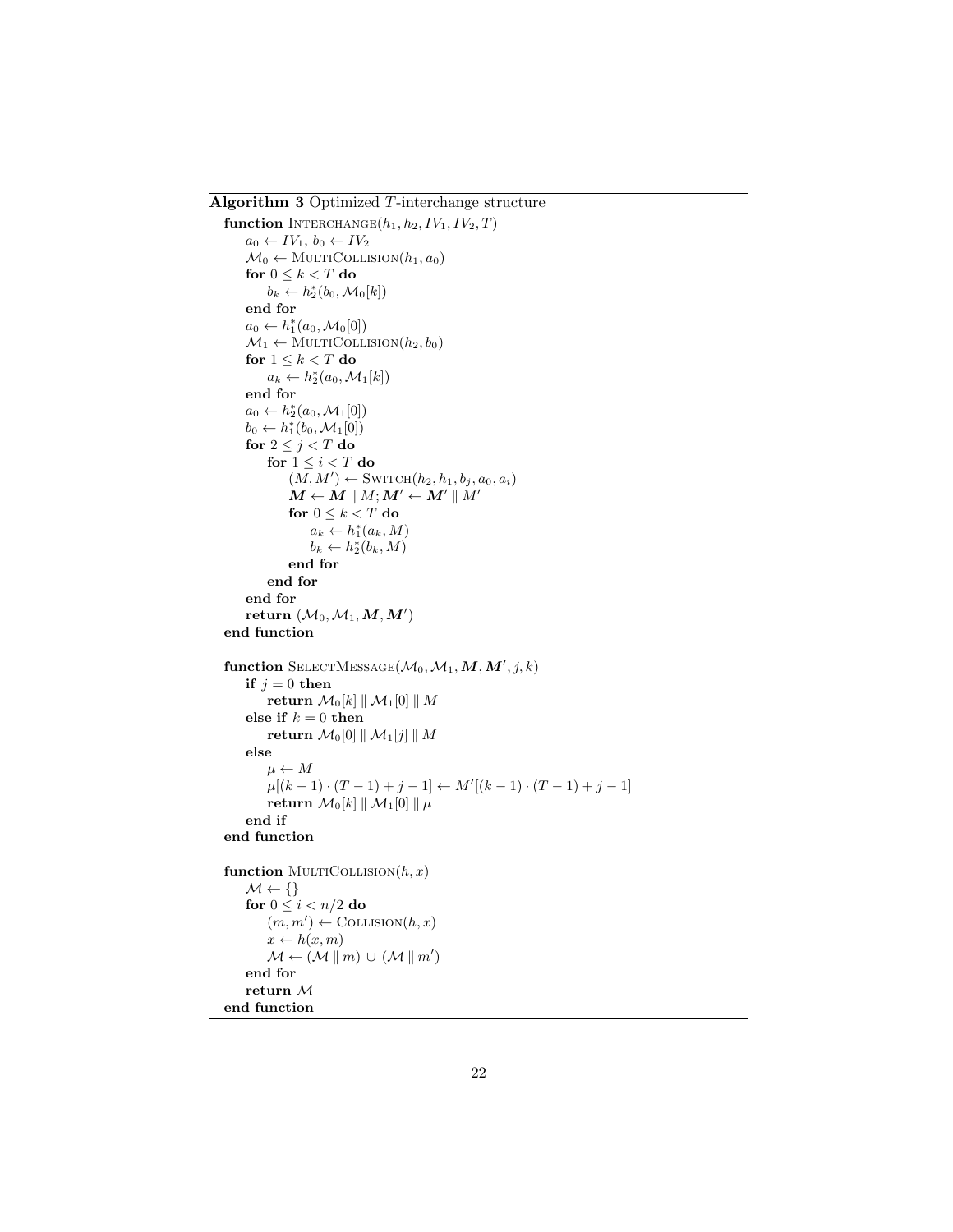**Algorithm 3** Optimized $T$-interchange structure

---

**function** Interchange$(h_1, h_2, IV_1, IV_2, T)$
  $a_0 \leftarrow IV_1$, $b_0 \leftarrow IV_2$
  $\mathcal{M}_0 \leftarrow$ MultiCollision$(h_1, a_0)$
  **for** $0 \le k < T$ **do**
    $b_k \leftarrow h_2^*(b_0, \mathcal{M}_0[k])$
  **end for**
  $a_0 \leftarrow h_1^*(a_0, \mathcal{M}_0[0])$
  $\mathcal{M}_1 \leftarrow$ MultiCollision$(h_2, b_0)$
  **for** $1 \le k < T$ **do**
    $a_k \leftarrow h_2^*(a_0, \mathcal{M}_1[k])$
  **end for**
  $a_0 \leftarrow h_2^*(a_0, \mathcal{M}_1[0])$
  $b_0 \leftarrow h_1^*(b_0, \mathcal{M}_1[0])$
  **for** $2 \le j < T$ **do**
    **for** $1 \le i < T$ **do**
      $(M, M') \leftarrow$ Switch$(h_2, h_1, b_j, a_0, a_i)$
      $\boldsymbol{M} \leftarrow \boldsymbol{M} \parallel M; \boldsymbol{M'} \leftarrow \boldsymbol{M'} \parallel M'$
      **for** $0 \le k < T$ **do**
        $a_k \leftarrow h_1^*(a_k, M)$
        $b_k \leftarrow h_2^*(b_k, M)$
      **end for**
    **end for**
  **end for**
  **return** $(\mathcal{M}_0, \mathcal{M}_1, \boldsymbol{M}, \boldsymbol{M'})$
**end function**

**function** SelectMessage$(\mathcal{M}_0, \mathcal{M}_1, \boldsymbol{M}, \boldsymbol{M'}, j, k)$
  **if** $j = 0$ **then**
    **return** $\mathcal{M}_0[k] \parallel \mathcal{M}_1[0] \parallel M$
  **else if** $k = 0$ **then**
    **return** $\mathcal{M}_0[0] \parallel \mathcal{M}_1[j] \parallel M$
  **else**
    $\mu \leftarrow M$
    $\mu[(k-1) \cdot (T-1) + j - 1] \leftarrow M'[(k-1) \cdot (T-1) + j - 1]$
    **return** $\mathcal{M}_0[k] \parallel \mathcal{M}_1[0] \parallel \mu$
  **end if**
**end function**

**function** MultiCollision$(h, x)$
  $\mathcal{M} \leftarrow \{\}$
  **for** $0 \le i < n/2$ **do**
    $(m, m') \leftarrow$ Collision$(h, x)$
    $x \leftarrow h(x, m)$
    $\mathcal{M} \leftarrow (\mathcal{M} \parallel m) \cup (\mathcal{M} \parallel m')$
  **end for**
  **return** $\mathcal{M}$
**end function**